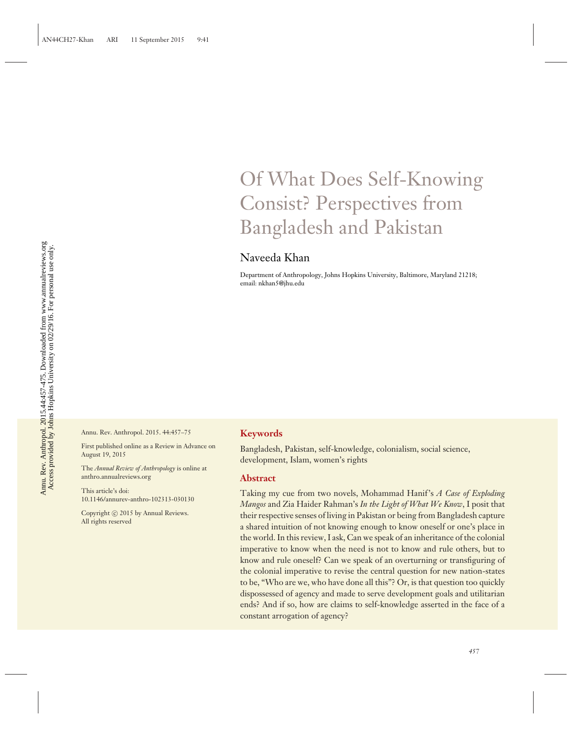# Of What Does Self-Knowing Consist? Perspectives from Bangladesh and Pakistan

## Naveeda Khan

Department of Anthropology, Johns Hopkins University, Baltimore, Maryland 21218; email: nkhan5@jhu.edu

Annu. Rev. Anthropol. 2015. 44:457–75

First published online as a Review in Advance on August 19, 2015

The *Annual Review of Anthropology* is online at anthro.annualreviews.org

This article's doi:
10.1146/annurev-anthro-102313-030130

Copyright © 2015 by Annual Reviews.
All rights reserved

### Keywords

Bangladesh, Pakistan, self-knowledge, colonialism, social science, development, Islam, women's rights

### Abstract

Taking my cue from two novels, Mohammad Hanif's *A Case of Exploding Mangos* and Zia Haider Rahman's *In the Light of What We Know*, I posit that their respective senses of living in Pakistan or being from Bangladesh capture a shared intuition of not knowing enough to know oneself or one's place in the world. In this review, I ask, Can we speak of an inheritance of the colonial imperative to know when the need is not to know and rule others, but to know and rule oneself? Can we speak of an overturning or transfiguring of the colonial imperative to revise the central question for new nation-states to be, "Who are we, who have done all this"? Or, is that question too quickly dispossessed of agency and made to serve development goals and utilitarian ends? And if so, how are claims to self-knowledge asserted in the face of a constant arrogation of agency?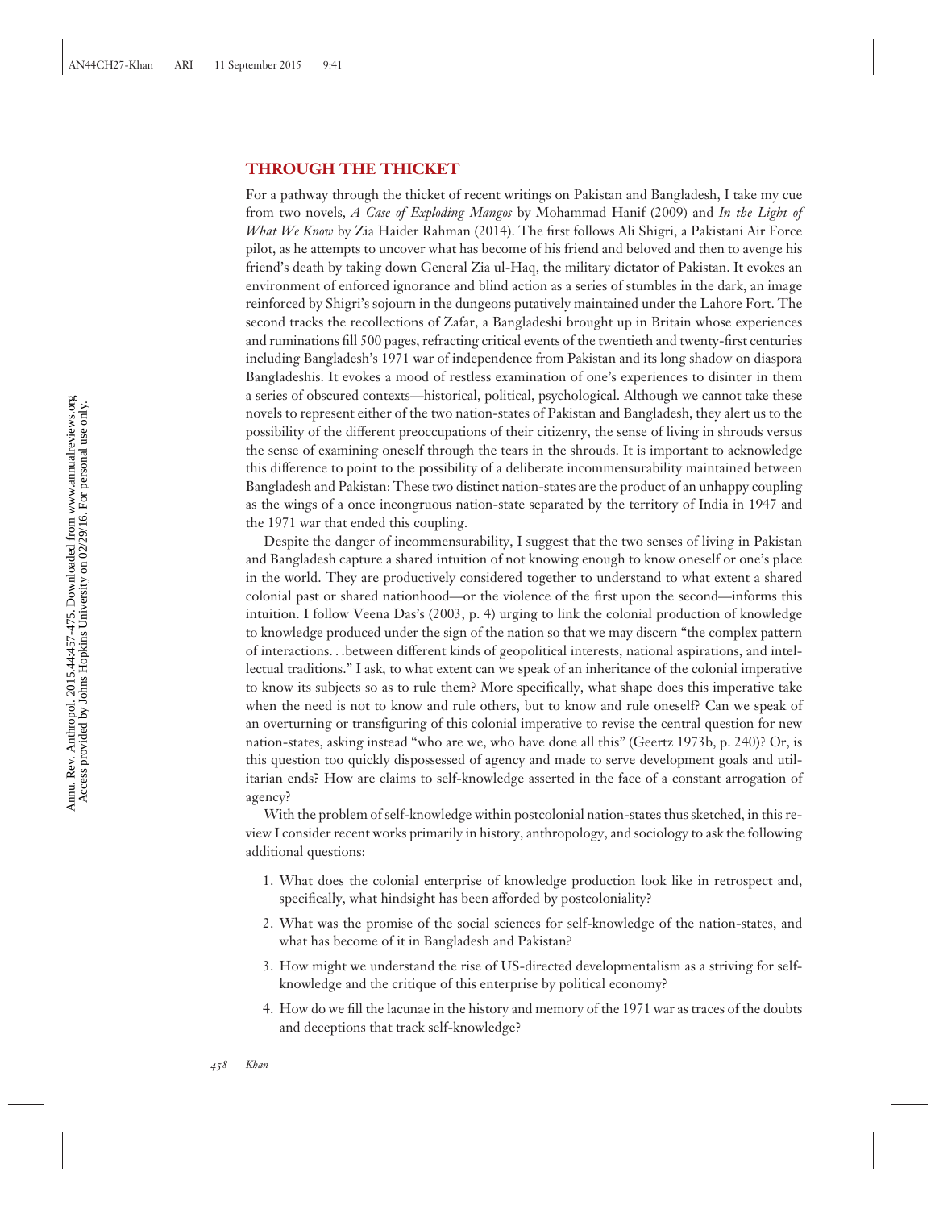## THROUGH THE THICKET

For a pathway through the thicket of recent writings on Pakistan and Bangladesh, I take my cue from two novels, *A Case of Exploding Mangos* by Mohammad Hanif (2009) and *In the Light of What We Know* by Zia Haider Rahman (2014). The first follows Ali Shigri, a Pakistani Air Force pilot, as he attempts to uncover what has become of his friend and beloved and then to avenge his friend's death by taking down General Zia ul-Haq, the military dictator of Pakistan. It evokes an environment of enforced ignorance and blind action as a series of stumbles in the dark, an image reinforced by Shigri's sojourn in the dungeons putatively maintained under the Lahore Fort. The second tracks the recollections of Zafar, a Bangladeshi brought up in Britain whose experiences and ruminations fill 500 pages, refracting critical events of the twentieth and twenty-first centuries including Bangladesh's 1971 war of independence from Pakistan and its long shadow on diaspora Bangladeshis. It evokes a mood of restless examination of one's experiences to disinter in them a series of obscured contexts—historical, political, psychological. Although we cannot take these novels to represent either of the two nation-states of Pakistan and Bangladesh, they alert us to the possibility of the different preoccupations of their citizenry, the sense of living in shrouds versus the sense of examining oneself through the tears in the shrouds. It is important to acknowledge this difference to point to the possibility of a deliberate incommensurability maintained between Bangladesh and Pakistan: These two distinct nation-states are the product of an unhappy coupling as the wings of a once incongruous nation-state separated by the territory of India in 1947 and the 1971 war that ended this coupling.

Despite the danger of incommensurability, I suggest that the two senses of living in Pakistan and Bangladesh capture a shared intuition of not knowing enough to know oneself or one's place in the world. They are productively considered together to understand to what extent a shared colonial past or shared nationhood—or the violence of the first upon the second—informs this intuition. I follow Veena Das's (2003, p. 4) urging to link the colonial production of knowledge to knowledge produced under the sign of the nation so that we may discern "the complex pattern of interactions…between different kinds of geopolitical interests, national aspirations, and intellectual traditions." I ask, to what extent can we speak of an inheritance of the colonial imperative to know its subjects so as to rule them? More specifically, what shape does this imperative take when the need is not to know and rule others, but to know and rule oneself? Can we speak of an overturning or transfiguring of this colonial imperative to revise the central question for new nation-states, asking instead "who are we, who have done all this" (Geertz 1973b, p. 240)? Or, is this question too quickly dispossessed of agency and made to serve development goals and utilitarian ends? How are claims to self-knowledge asserted in the face of a constant arrogation of agency?

With the problem of self-knowledge within postcolonial nation-states thus sketched, in this review I consider recent works primarily in history, anthropology, and sociology to ask the following additional questions:

1. What does the colonial enterprise of knowledge production look like in retrospect and, specifically, what hindsight has been afforded by postcoloniality?
2. What was the promise of the social sciences for self-knowledge of the nation-states, and what has become of it in Bangladesh and Pakistan?
3. How might we understand the rise of US-directed developmentalism as a striving for self-knowledge and the critique of this enterprise by political economy?
4. How do we fill the lacunae in the history and memory of the 1971 war as traces of the doubts and deceptions that track self-knowledge?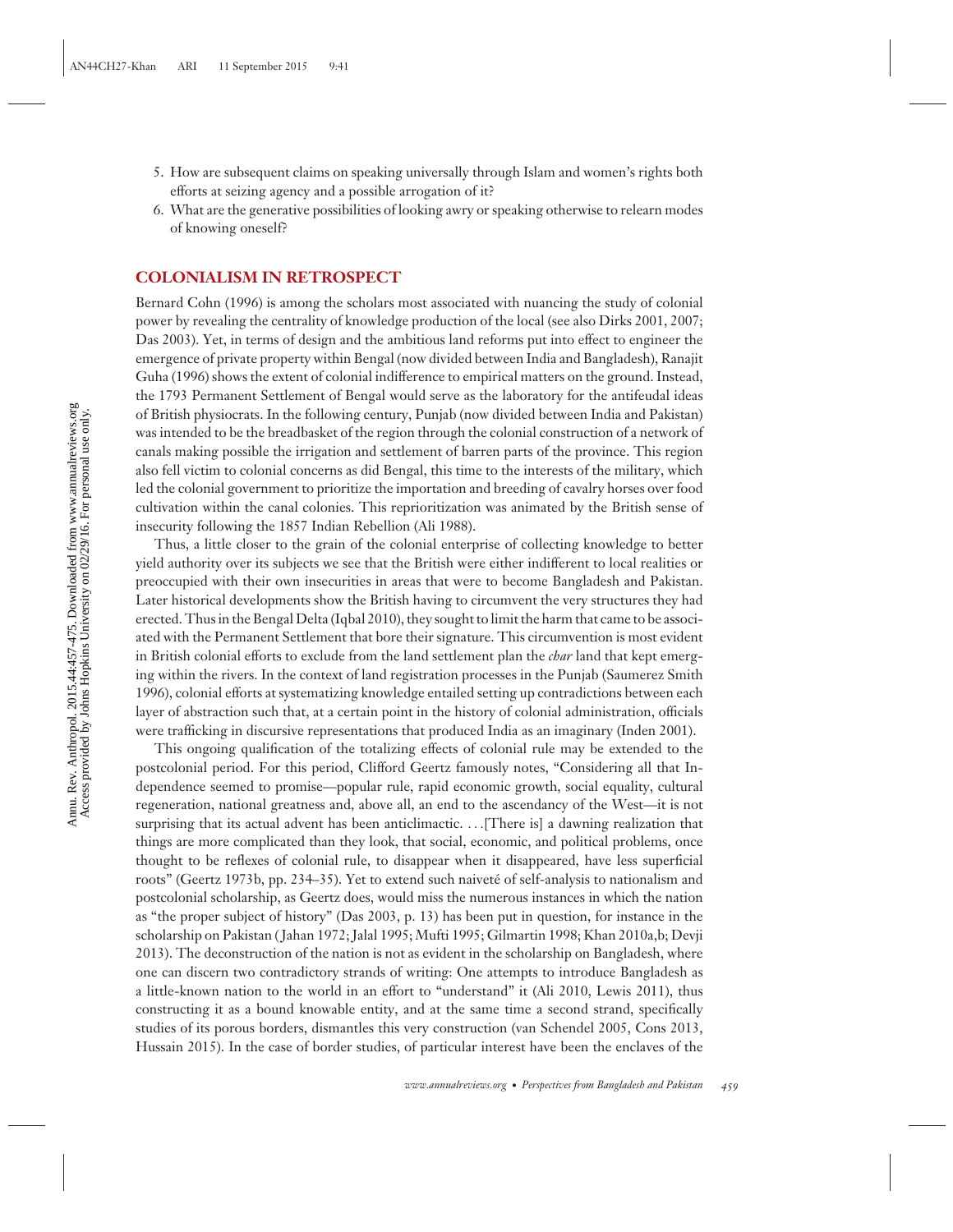5. How are subsequent claims on speaking universally through Islam and women's rights both efforts at seizing agency and a possible arrogation of it?
6. What are the generative possibilities of looking awry or speaking otherwise to relearn modes of knowing oneself?

## COLONIALISM IN RETROSPECT

Bernard Cohn (1996) is among the scholars most associated with nuancing the study of colonial power by revealing the centrality of knowledge production of the local (see also Dirks 2001, 2007; Das 2003). Yet, in terms of design and the ambitious land reforms put into effect to engineer the emergence of private property within Bengal (now divided between India and Bangladesh), Ranajit Guha (1996) shows the extent of colonial indifference to empirical matters on the ground. Instead, the 1793 Permanent Settlement of Bengal would serve as the laboratory for the antifeudal ideas of British physiocrats. In the following century, Punjab (now divided between India and Pakistan) was intended to be the breadbasket of the region through the colonial construction of a network of canals making possible the irrigation and settlement of barren parts of the province. This region also fell victim to colonial concerns as did Bengal, this time to the interests of the military, which led the colonial government to prioritize the importation and breeding of cavalry horses over food cultivation within the canal colonies. This reprioritization was animated by the British sense of insecurity following the 1857 Indian Rebellion (Ali 1988).

Thus, a little closer to the grain of the colonial enterprise of collecting knowledge to better yield authority over its subjects we see that the British were either indifferent to local realities or preoccupied with their own insecurities in areas that were to become Bangladesh and Pakistan. Later historical developments show the British having to circumvent the very structures they had erected. Thus in the Bengal Delta (Iqbal 2010), they sought to limit the harm that came to be associated with the Permanent Settlement that bore their signature. This circumvention is most evident in British colonial efforts to exclude from the land settlement plan the *char* land that kept emerging within the rivers. In the context of land registration processes in the Punjab (Saumerez Smith 1996), colonial efforts at systematizing knowledge entailed setting up contradictions between each layer of abstraction such that, at a certain point in the history of colonial administration, officials were trafficking in discursive representations that produced India as an imaginary (Inden 2001).

This ongoing qualification of the totalizing effects of colonial rule may be extended to the postcolonial period. For this period, Clifford Geertz famously notes, "Considering all that Independence seemed to promise—popular rule, rapid economic growth, social equality, cultural regeneration, national greatness and, above all, an end to the ascendancy of the West—it is not surprising that its actual advent has been anticlimactic. …[There is] a dawning realization that things are more complicated than they look, that social, economic, and political problems, once thought to be reflexes of colonial rule, to disappear when it disappeared, have less superficial roots" (Geertz 1973b, pp. 234–35). Yet to extend such naiveté of self-analysis to nationalism and postcolonial scholarship, as Geertz does, would miss the numerous instances in which the nation as "the proper subject of history" (Das 2003, p. 13) has been put in question, for instance in the scholarship on Pakistan (Jahan 1972; Jalal 1995; Mufti 1995; Gilmartin 1998; Khan 2010a,b; Devji 2013). The deconstruction of the nation is not as evident in the scholarship on Bangladesh, where one can discern two contradictory strands of writing: One attempts to introduce Bangladesh as a little-known nation to the world in an effort to "understand" it (Ali 2010, Lewis 2011), thus constructing it as a bound knowable entity, and at the same time a second strand, specifically studies of its porous borders, dismantles this very construction (van Schendel 2005, Cons 2013, Hussain 2015). In the case of border studies, of particular interest have been the enclaves of the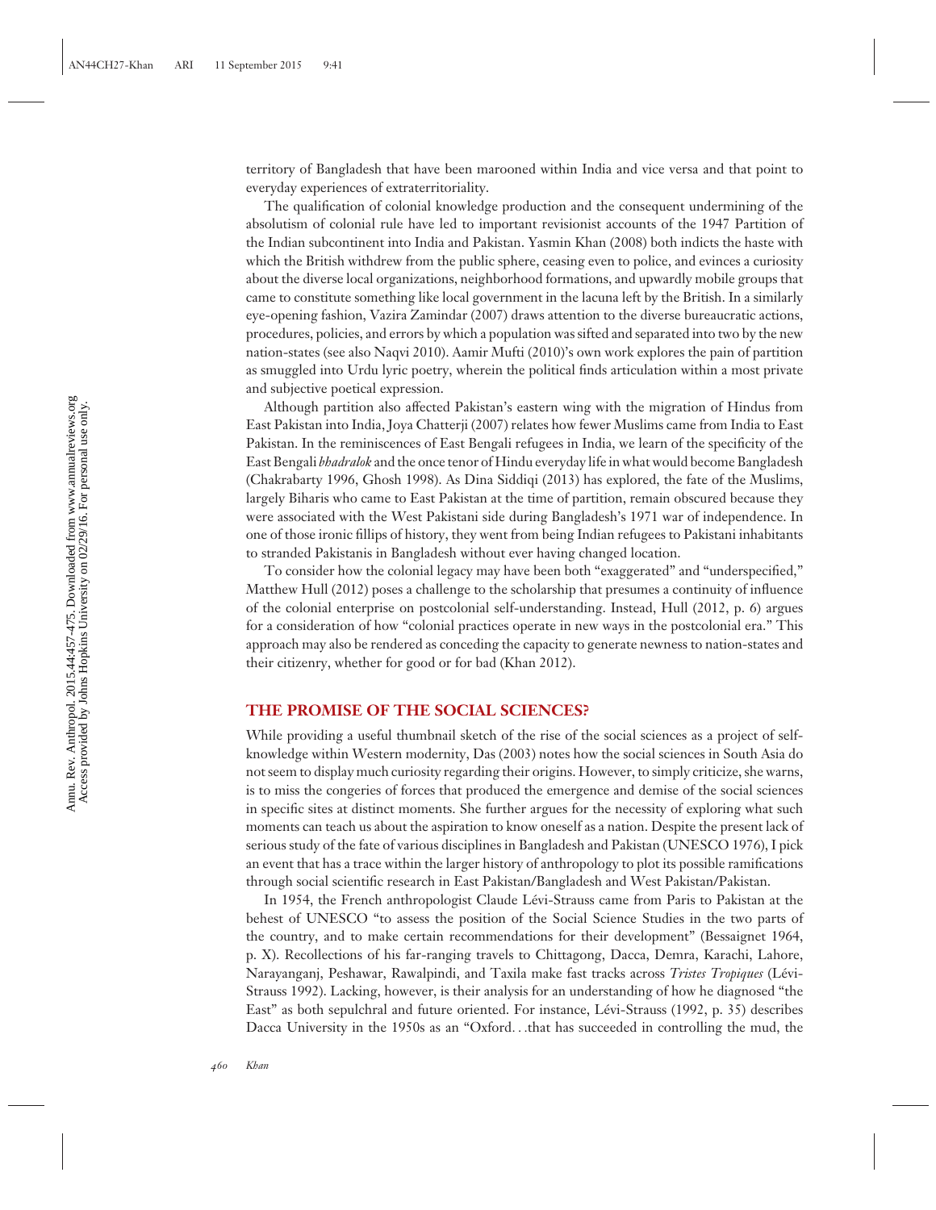territory of Bangladesh that have been marooned within India and vice versa and that point to everyday experiences of extraterritoriality.

The qualification of colonial knowledge production and the consequent undermining of the absolutism of colonial rule have led to important revisionist accounts of the 1947 Partition of the Indian subcontinent into India and Pakistan. Yasmin Khan (2008) both indicts the haste with which the British withdrew from the public sphere, ceasing even to police, and evinces a curiosity about the diverse local organizations, neighborhood formations, and upwardly mobile groups that came to constitute something like local government in the lacuna left by the British. In a similarly eye-opening fashion, Vazira Zamindar (2007) draws attention to the diverse bureaucratic actions, procedures, policies, and errors by which a population was sifted and separated into two by the new nation-states (see also Naqvi 2010). Aamir Mufti (2010)'s own work explores the pain of partition as smuggled into Urdu lyric poetry, wherein the political finds articulation within a most private and subjective poetical expression.

Although partition also affected Pakistan's eastern wing with the migration of Hindus from East Pakistan into India, Joya Chatterji (2007) relates how fewer Muslims came from India to East Pakistan. In the reminiscences of East Bengali refugees in India, we learn of the specificity of the East Bengali *bhadralok* and the once tenor of Hindu everyday life in what would become Bangladesh (Chakrabarty 1996, Ghosh 1998). As Dina Siddiqi (2013) has explored, the fate of the Muslims, largely Biharis who came to East Pakistan at the time of partition, remain obscured because they were associated with the West Pakistani side during Bangladesh's 1971 war of independence. In one of those ironic fillips of history, they went from being Indian refugees to Pakistani inhabitants to stranded Pakistanis in Bangladesh without ever having changed location.

To consider how the colonial legacy may have been both "exaggerated" and "underspecified," Matthew Hull (2012) poses a challenge to the scholarship that presumes a continuity of influence of the colonial enterprise on postcolonial self-understanding. Instead, Hull (2012, p. 6) argues for a consideration of how "colonial practices operate in new ways in the postcolonial era." This approach may also be rendered as conceding the capacity to generate newness to nation-states and their citizenry, whether for good or for bad (Khan 2012).

## THE PROMISE OF THE SOCIAL SCIENCES?

While providing a useful thumbnail sketch of the rise of the social sciences as a project of self-knowledge within Western modernity, Das (2003) notes how the social sciences in South Asia do not seem to display much curiosity regarding their origins. However, to simply criticize, she warns, is to miss the congeries of forces that produced the emergence and demise of the social sciences in specific sites at distinct moments. She further argues for the necessity of exploring what such moments can teach us about the aspiration to know oneself as a nation. Despite the present lack of serious study of the fate of various disciplines in Bangladesh and Pakistan (UNESCO 1976), I pick an event that has a trace within the larger history of anthropology to plot its possible ramifications through social scientific research in East Pakistan/Bangladesh and West Pakistan/Pakistan.

In 1954, the French anthropologist Claude Lévi-Strauss came from Paris to Pakistan at the behest of UNESCO "to assess the position of the Social Science Studies in the two parts of the country, and to make certain recommendations for their development" (Bessaignet 1964, p. X). Recollections of his far-ranging travels to Chittagong, Dacca, Demra, Karachi, Lahore, Narayanganj, Peshawar, Rawalpindi, and Taxila make fast tracks across *Tristes Tropiques* (Lévi-Strauss 1992). Lacking, however, is their analysis for an understanding of how he diagnosed "the East" as both sepulchral and future oriented. For instance, Lévi-Strauss (1992, p. 35) describes Dacca University in the 1950s as an "Oxford. . .that has succeeded in controlling the mud, the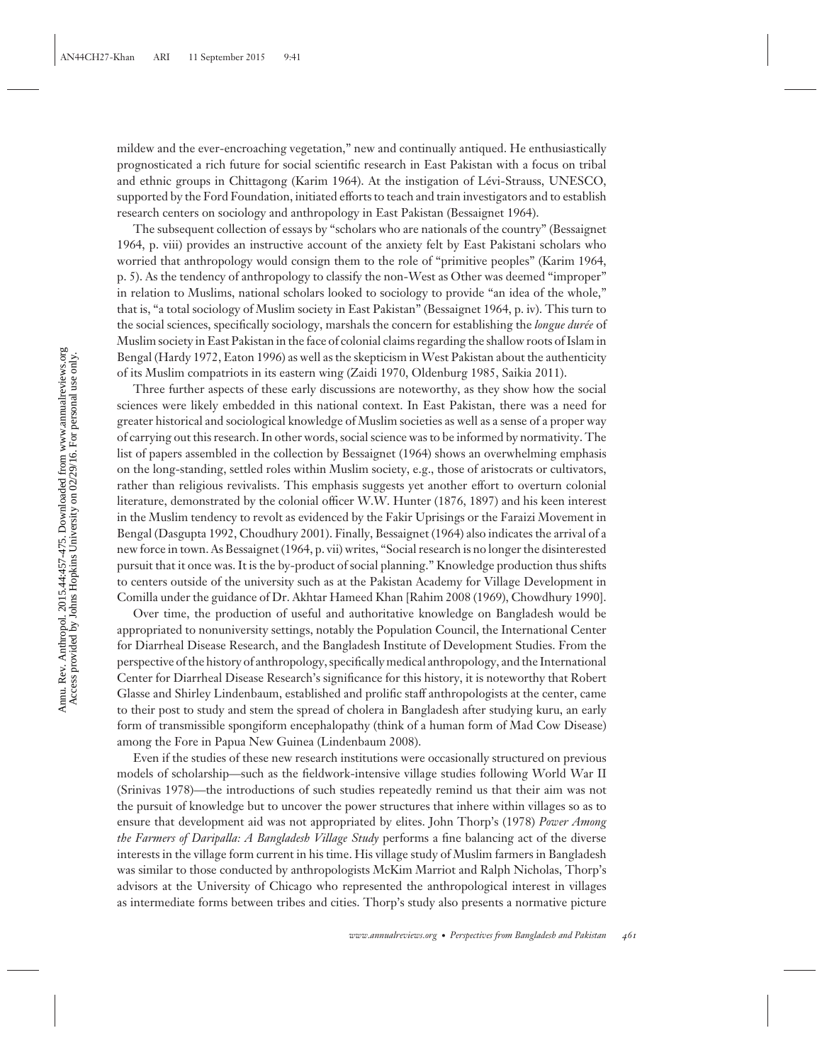mildew and the ever-encroaching vegetation," new and continually antiqued. He enthusiastically prognosticated a rich future for social scientific research in East Pakistan with a focus on tribal and ethnic groups in Chittagong (Karim 1964). At the instigation of Lévi-Strauss, UNESCO, supported by the Ford Foundation, initiated efforts to teach and train investigators and to establish research centers on sociology and anthropology in East Pakistan (Bessaignet 1964).

The subsequent collection of essays by "scholars who are nationals of the country" (Bessaignet 1964, p. viii) provides an instructive account of the anxiety felt by East Pakistani scholars who worried that anthropology would consign them to the role of "primitive peoples" (Karim 1964, p. 5). As the tendency of anthropology to classify the non-West as Other was deemed "improper" in relation to Muslims, national scholars looked to sociology to provide "an idea of the whole," that is, "a total sociology of Muslim society in East Pakistan" (Bessaignet 1964, p. iv). This turn to the social sciences, specifically sociology, marshals the concern for establishing the *longue durée* of Muslim society in East Pakistan in the face of colonial claims regarding the shallow roots of Islam in Bengal (Hardy 1972, Eaton 1996) as well as the skepticism in West Pakistan about the authenticity of its Muslim compatriots in its eastern wing (Zaidi 1970, Oldenburg 1985, Saikia 2011).

Three further aspects of these early discussions are noteworthy, as they show how the social sciences were likely embedded in this national context. In East Pakistan, there was a need for greater historical and sociological knowledge of Muslim societies as well as a sense of a proper way of carrying out this research. In other words, social science was to be informed by normativity. The list of papers assembled in the collection by Bessaignet (1964) shows an overwhelming emphasis on the long-standing, settled roles within Muslim society, e.g., those of aristocrats or cultivators, rather than religious revivalists. This emphasis suggests yet another effort to overturn colonial literature, demonstrated by the colonial officer W.W. Hunter (1876, 1897) and his keen interest in the Muslim tendency to revolt as evidenced by the Fakir Uprisings or the Faraizi Movement in Bengal (Dasgupta 1992, Choudhury 2001). Finally, Bessaignet (1964) also indicates the arrival of a new force in town. As Bessaignet (1964, p. vii) writes, "Social research is no longer the disinterested pursuit that it once was. It is the by-product of social planning." Knowledge production thus shifts to centers outside of the university such as at the Pakistan Academy for Village Development in Comilla under the guidance of Dr. Akhtar Hameed Khan [Rahim 2008 (1969), Chowdhury 1990].

Over time, the production of useful and authoritative knowledge on Bangladesh would be appropriated to nonuniversity settings, notably the Population Council, the International Center for Diarrheal Disease Research, and the Bangladesh Institute of Development Studies. From the perspective of the history of anthropology, specifically medical anthropology, and the International Center for Diarrheal Disease Research's significance for this history, it is noteworthy that Robert Glasse and Shirley Lindenbaum, established and prolific staff anthropologists at the center, came to their post to study and stem the spread of cholera in Bangladesh after studying kuru, an early form of transmissible spongiform encephalopathy (think of a human form of Mad Cow Disease) among the Fore in Papua New Guinea (Lindenbaum 2008).

Even if the studies of these new research institutions were occasionally structured on previous models of scholarship—such as the fieldwork-intensive village studies following World War II (Srinivas 1978)—the introductions of such studies repeatedly remind us that their aim was not the pursuit of knowledge but to uncover the power structures that inhere within villages so as to ensure that development aid was not appropriated by elites. John Thorp's (1978) *Power Among the Farmers of Daripalla: A Bangladesh Village Study* performs a fine balancing act of the diverse interests in the village form current in his time. His village study of Muslim farmers in Bangladesh was similar to those conducted by anthropologists McKim Marriot and Ralph Nicholas, Thorp's advisors at the University of Chicago who represented the anthropological interest in villages as intermediate forms between tribes and cities. Thorp's study also presents a normative picture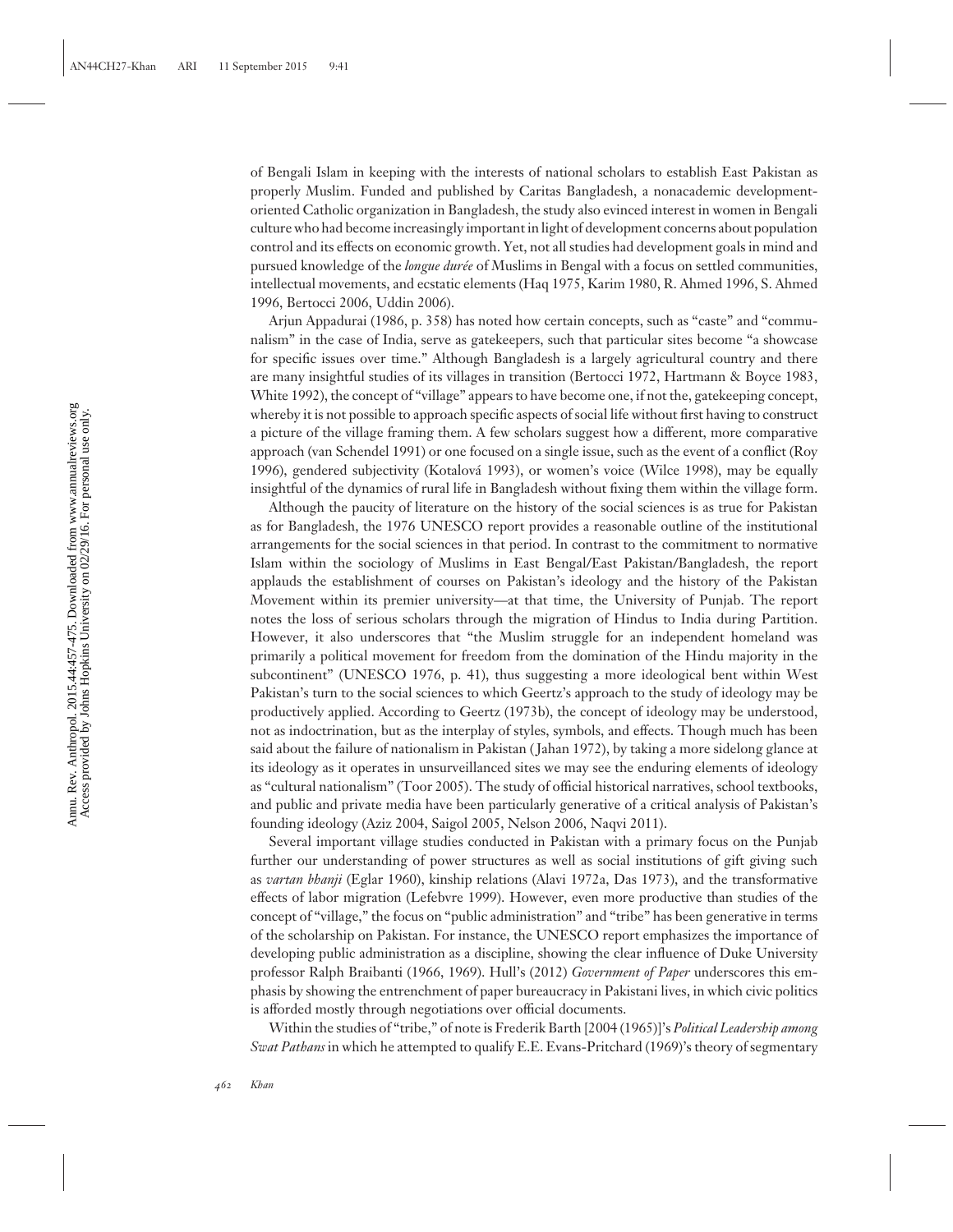of Bengali Islam in keeping with the interests of national scholars to establish East Pakistan as properly Muslim. Funded and published by Caritas Bangladesh, a nonacademic development-oriented Catholic organization in Bangladesh, the study also evinced interest in women in Bengali culture who had become increasingly important in light of development concerns about population control and its effects on economic growth. Yet, not all studies had development goals in mind and pursued knowledge of the *longue durée* of Muslims in Bengal with a focus on settled communities, intellectual movements, and ecstatic elements (Haq 1975, Karim 1980, R. Ahmed 1996, S. Ahmed 1996, Bertocci 2006, Uddin 2006).

Arjun Appadurai (1986, p. 358) has noted how certain concepts, such as "caste" and "communalism" in the case of India, serve as gatekeepers, such that particular sites become "a showcase for specific issues over time." Although Bangladesh is a largely agricultural country and there are many insightful studies of its villages in transition (Bertocci 1972, Hartmann & Boyce 1983, White 1992), the concept of "village" appears to have become one, if not the, gatekeeping concept, whereby it is not possible to approach specific aspects of social life without first having to construct a picture of the village framing them. A few scholars suggest how a different, more comparative approach (van Schendel 1991) or one focused on a single issue, such as the event of a conflict (Roy 1996), gendered subjectivity (Kotalová 1993), or women's voice (Wilce 1998), may be equally insightful of the dynamics of rural life in Bangladesh without fixing them within the village form.

Although the paucity of literature on the history of the social sciences is as true for Pakistan as for Bangladesh, the 1976 UNESCO report provides a reasonable outline of the institutional arrangements for the social sciences in that period. In contrast to the commitment to normative Islam within the sociology of Muslims in East Bengal/East Pakistan/Bangladesh, the report applauds the establishment of courses on Pakistan's ideology and the history of the Pakistan Movement within its premier university—at that time, the University of Punjab. The report notes the loss of serious scholars through the migration of Hindus to India during Partition. However, it also underscores that "the Muslim struggle for an independent homeland was primarily a political movement for freedom from the domination of the Hindu majority in the subcontinent" (UNESCO 1976, p. 41), thus suggesting a more ideological bent within West Pakistan's turn to the social sciences to which Geertz's approach to the study of ideology may be productively applied. According to Geertz (1973b), the concept of ideology may be understood, not as indoctrination, but as the interplay of styles, symbols, and effects. Though much has been said about the failure of nationalism in Pakistan (Jahan 1972), by taking a more sidelong glance at its ideology as it operates in unsurveillanced sites we may see the enduring elements of ideology as "cultural nationalism" (Toor 2005). The study of official historical narratives, school textbooks, and public and private media have been particularly generative of a critical analysis of Pakistan's founding ideology (Aziz 2004, Saigol 2005, Nelson 2006, Naqvi 2011).

Several important village studies conducted in Pakistan with a primary focus on the Punjab further our understanding of power structures as well as social institutions of gift giving such as *vartan bhanji* (Eglar 1960), kinship relations (Alavi 1972a, Das 1973), and the transformative effects of labor migration (Lefebvre 1999). However, even more productive than studies of the concept of "village," the focus on "public administration" and "tribe" has been generative in terms of the scholarship on Pakistan. For instance, the UNESCO report emphasizes the importance of developing public administration as a discipline, showing the clear influence of Duke University professor Ralph Braibanti (1966, 1969). Hull's (2012) *Government of Paper* underscores this emphasis by showing the entrenchment of paper bureaucracy in Pakistani lives, in which civic politics is afforded mostly through negotiations over official documents.

Within the studies of "tribe," of note is Frederik Barth [2004 (1965)]'s *Political Leadership among Swat Pathans* in which he attempted to qualify E.E. Evans-Pritchard (1969)'s theory of segmentary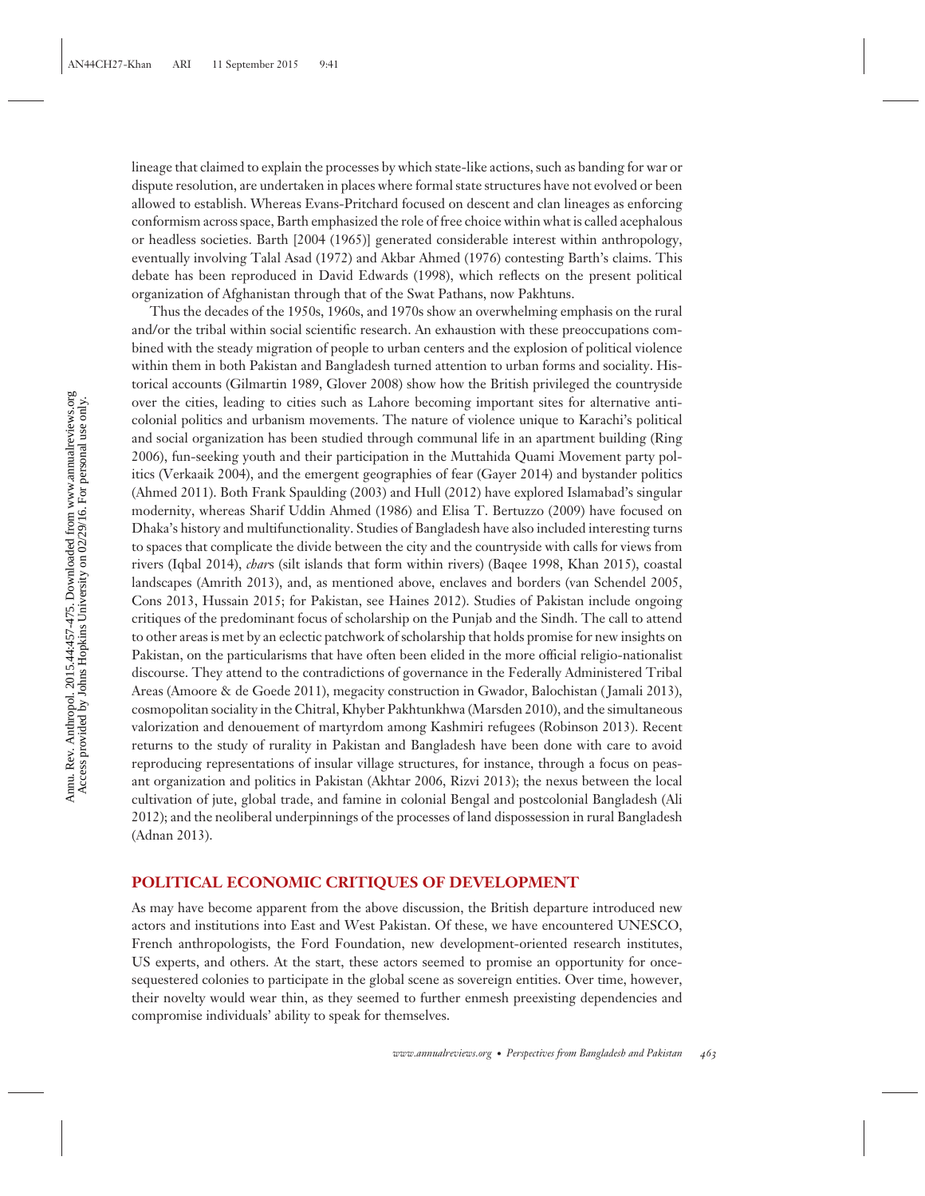lineage that claimed to explain the processes by which state-like actions, such as banding for war or dispute resolution, are undertaken in places where formal state structures have not evolved or been allowed to establish. Whereas Evans-Pritchard focused on descent and clan lineages as enforcing conformism across space, Barth emphasized the role of free choice within what is called acephalous or headless societies. Barth [2004 (1965)] generated considerable interest within anthropology, eventually involving Talal Asad (1972) and Akbar Ahmed (1976) contesting Barth's claims. This debate has been reproduced in David Edwards (1998), which reflects on the present political organization of Afghanistan through that of the Swat Pathans, now Pakhtuns.

Thus the decades of the 1950s, 1960s, and 1970s show an overwhelming emphasis on the rural and/or the tribal within social scientific research. An exhaustion with these preoccupations combined with the steady migration of people to urban centers and the explosion of political violence within them in both Pakistan and Bangladesh turned attention to urban forms and sociality. Historical accounts (Gilmartin 1989, Glover 2008) show how the British privileged the countryside over the cities, leading to cities such as Lahore becoming important sites for alternative anticolonial politics and urbanism movements. The nature of violence unique to Karachi's political and social organization has been studied through communal life in an apartment building (Ring 2006), fun-seeking youth and their participation in the Muttahida Quami Movement party politics (Verkaaik 2004), and the emergent geographies of fear (Gayer 2014) and bystander politics (Ahmed 2011). Both Frank Spaulding (2003) and Hull (2012) have explored Islamabad's singular modernity, whereas Sharif Uddin Ahmed (1986) and Elisa T. Bertuzzo (2009) have focused on Dhaka's history and multifunctionality. Studies of Bangladesh have also included interesting turns to spaces that complicate the divide between the city and the countryside with calls for views from rivers (Iqbal 2014), *char*s (silt islands that form within rivers) (Baqee 1998, Khan 2015), coastal landscapes (Amrith 2013), and, as mentioned above, enclaves and borders (van Schendel 2005, Cons 2013, Hussain 2015; for Pakistan, see Haines 2012). Studies of Pakistan include ongoing critiques of the predominant focus of scholarship on the Punjab and the Sindh. The call to attend to other areas is met by an eclectic patchwork of scholarship that holds promise for new insights on Pakistan, on the particularisms that have often been elided in the more official religio-nationalist discourse. They attend to the contradictions of governance in the Federally Administered Tribal Areas (Amoore & de Goede 2011), megacity construction in Gwador, Balochistan (Jamali 2013), cosmopolitan sociality in the Chitral, Khyber Pakhtunkhwa (Marsden 2010), and the simultaneous valorization and denouement of martyrdom among Kashmiri refugees (Robinson 2013). Recent returns to the study of rurality in Pakistan and Bangladesh have been done with care to avoid reproducing representations of insular village structures, for instance, through a focus on peasant organization and politics in Pakistan (Akhtar 2006, Rizvi 2013); the nexus between the local cultivation of jute, global trade, and famine in colonial Bengal and postcolonial Bangladesh (Ali 2012); and the neoliberal underpinnings of the processes of land dispossession in rural Bangladesh (Adnan 2013).

## POLITICAL ECONOMIC CRITIQUES OF DEVELOPMENT

As may have become apparent from the above discussion, the British departure introduced new actors and institutions into East and West Pakistan. Of these, we have encountered UNESCO, French anthropologists, the Ford Foundation, new development-oriented research institutes, US experts, and others. At the start, these actors seemed to promise an opportunity for once-sequestered colonies to participate in the global scene as sovereign entities. Over time, however, their novelty would wear thin, as they seemed to further enmesh preexisting dependencies and compromise individuals' ability to speak for themselves.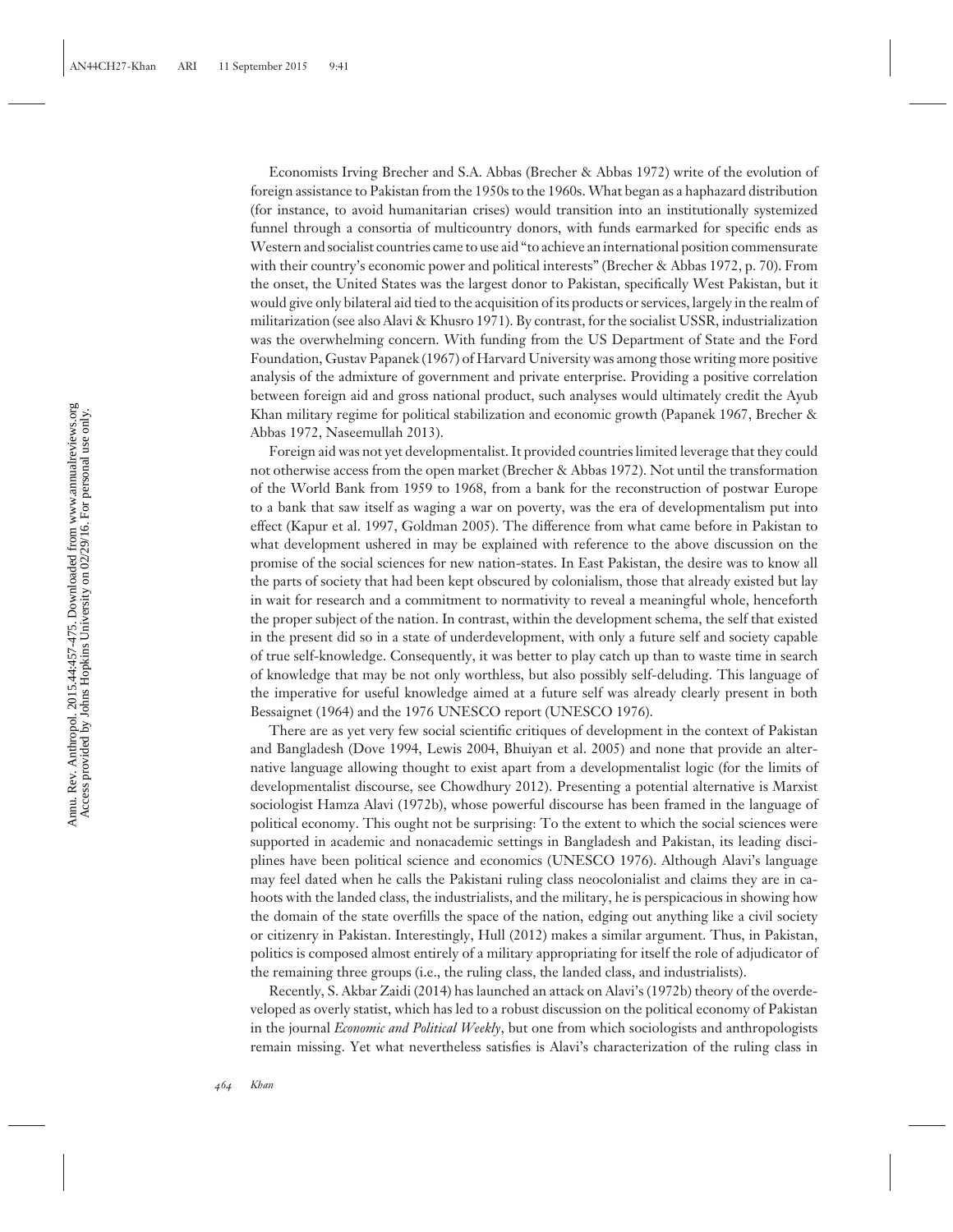Economists Irving Brecher and S.A. Abbas (Brecher & Abbas 1972) write of the evolution of foreign assistance to Pakistan from the 1950s to the 1960s. What began as a haphazard distribution (for instance, to avoid humanitarian crises) would transition into an institutionally systemized funnel through a consortia of multicountry donors, with funds earmarked for specific ends as Western and socialist countries came to use aid "to achieve an international position commensurate with their country's economic power and political interests" (Brecher & Abbas 1972, p. 70). From the onset, the United States was the largest donor to Pakistan, specifically West Pakistan, but it would give only bilateral aid tied to the acquisition of its products or services, largely in the realm of militarization (see also Alavi & Khusro 1971). By contrast, for the socialist USSR, industrialization was the overwhelming concern. With funding from the US Department of State and the Ford Foundation, Gustav Papanek (1967) of Harvard University was among those writing more positive analysis of the admixture of government and private enterprise. Providing a positive correlation between foreign aid and gross national product, such analyses would ultimately credit the Ayub Khan military regime for political stabilization and economic growth (Papanek 1967, Brecher & Abbas 1972, Naseemullah 2013).

Foreign aid was not yet developmentalist. It provided countries limited leverage that they could not otherwise access from the open market (Brecher & Abbas 1972). Not until the transformation of the World Bank from 1959 to 1968, from a bank for the reconstruction of postwar Europe to a bank that saw itself as waging a war on poverty, was the era of developmentalism put into effect (Kapur et al. 1997, Goldman 2005). The difference from what came before in Pakistan to what development ushered in may be explained with reference to the above discussion on the promise of the social sciences for new nation-states. In East Pakistan, the desire was to know all the parts of society that had been kept obscured by colonialism, those that already existed but lay in wait for research and a commitment to normativity to reveal a meaningful whole, henceforth the proper subject of the nation. In contrast, within the development schema, the self that existed in the present did so in a state of underdevelopment, with only a future self and society capable of true self-knowledge. Consequently, it was better to play catch up than to waste time in search of knowledge that may be not only worthless, but also possibly self-deluding. This language of the imperative for useful knowledge aimed at a future self was already clearly present in both Bessaignet (1964) and the 1976 UNESCO report (UNESCO 1976).

There are as yet very few social scientific critiques of development in the context of Pakistan and Bangladesh (Dove 1994, Lewis 2004, Bhuiyan et al. 2005) and none that provide an alternative language allowing thought to exist apart from a developmentalist logic (for the limits of developmentalist discourse, see Chowdhury 2012). Presenting a potential alternative is Marxist sociologist Hamza Alavi (1972b), whose powerful discourse has been framed in the language of political economy. This ought not be surprising: To the extent to which the social sciences were supported in academic and nonacademic settings in Bangladesh and Pakistan, its leading disciplines have been political science and economics (UNESCO 1976). Although Alavi's language may feel dated when he calls the Pakistani ruling class neocolonialist and claims they are in cahoots with the landed class, the industrialists, and the military, he is perspicacious in showing how the domain of the state overfills the space of the nation, edging out anything like a civil society or citizenry in Pakistan. Interestingly, Hull (2012) makes a similar argument. Thus, in Pakistan, politics is composed almost entirely of a military appropriating for itself the role of adjudicator of the remaining three groups (i.e., the ruling class, the landed class, and industrialists).

Recently, S. Akbar Zaidi (2014) has launched an attack on Alavi's (1972b) theory of the overdeveloped as overly statist, which has led to a robust discussion on the political economy of Pakistan in the journal *Economic and Political Weekly*, but one from which sociologists and anthropologists remain missing. Yet what nevertheless satisfies is Alavi's characterization of the ruling class in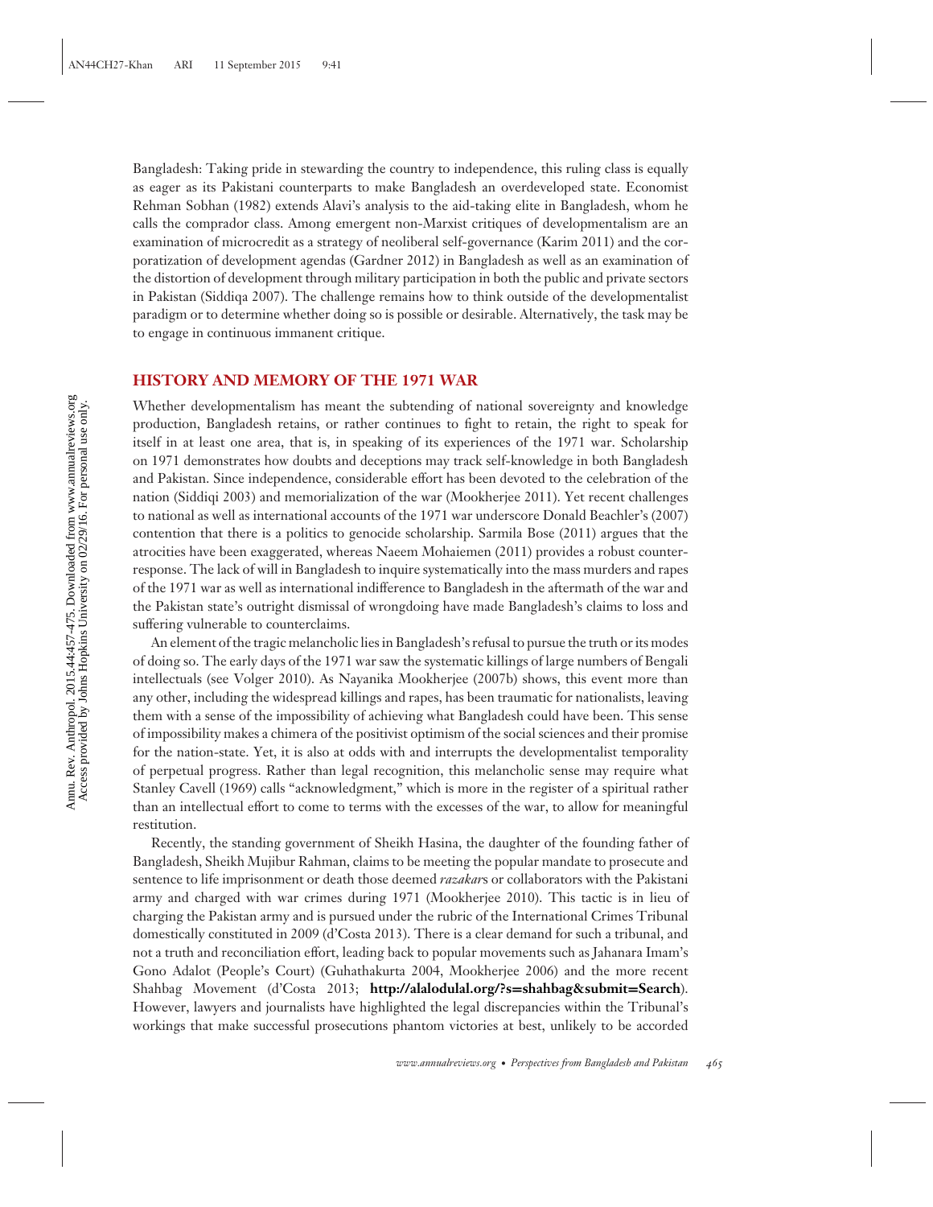Bangladesh: Taking pride in stewarding the country to independence, this ruling class is equally as eager as its Pakistani counterparts to make Bangladesh an overdeveloped state. Economist Rehman Sobhan (1982) extends Alavi's analysis to the aid-taking elite in Bangladesh, whom he calls the comprador class. Among emergent non-Marxist critiques of developmentalism are an examination of microcredit as a strategy of neoliberal self-governance (Karim 2011) and the corporatization of development agendas (Gardner 2012) in Bangladesh as well as an examination of the distortion of development through military participation in both the public and private sectors in Pakistan (Siddiqa 2007). The challenge remains how to think outside of the developmentalist paradigm or to determine whether doing so is possible or desirable. Alternatively, the task may be to engage in continuous immanent critique.

## HISTORY AND MEMORY OF THE 1971 WAR

Whether developmentalism has meant the subtending of national sovereignty and knowledge production, Bangladesh retains, or rather continues to fight to retain, the right to speak for itself in at least one area, that is, in speaking of its experiences of the 1971 war. Scholarship on 1971 demonstrates how doubts and deceptions may track self-knowledge in both Bangladesh and Pakistan. Since independence, considerable effort has been devoted to the celebration of the nation (Siddiqi 2003) and memorialization of the war (Mookherjee 2011). Yet recent challenges to national as well as international accounts of the 1971 war underscore Donald Beachler's (2007) contention that there is a politics to genocide scholarship. Sarmila Bose (2011) argues that the atrocities have been exaggerated, whereas Naeem Mohaiemen (2011) provides a robust counter-response. The lack of will in Bangladesh to inquire systematically into the mass murders and rapes of the 1971 war as well as international indifference to Bangladesh in the aftermath of the war and the Pakistan state's outright dismissal of wrongdoing have made Bangladesh's claims to loss and suffering vulnerable to counterclaims.

An element of the tragic melancholic lies in Bangladesh's refusal to pursue the truth or its modes of doing so. The early days of the 1971 war saw the systematic killings of large numbers of Bengali intellectuals (see Volger 2010). As Nayanika Mookherjee (2007b) shows, this event more than any other, including the widespread killings and rapes, has been traumatic for nationalists, leaving them with a sense of the impossibility of achieving what Bangladesh could have been. This sense of impossibility makes a chimera of the positivist optimism of the social sciences and their promise for the nation-state. Yet, it is also at odds with and interrupts the developmentalist temporality of perpetual progress. Rather than legal recognition, this melancholic sense may require what Stanley Cavell (1969) calls "acknowledgment," which is more in the register of a spiritual rather than an intellectual effort to come to terms with the excesses of the war, to allow for meaningful restitution.

Recently, the standing government of Sheikh Hasina, the daughter of the founding father of Bangladesh, Sheikh Mujibur Rahman, claims to be meeting the popular mandate to prosecute and sentence to life imprisonment or death those deemed *razakar*s or collaborators with the Pakistani army and charged with war crimes during 1971 (Mookherjee 2010). This tactic is in lieu of charging the Pakistan army and is pursued under the rubric of the International Crimes Tribunal domestically constituted in 2009 (d'Costa 2013). There is a clear demand for such a tribunal, and not a truth and reconciliation effort, leading back to popular movements such as Jahanara Imam's Gono Adalot (People's Court) (Guhathakurta 2004, Mookherjee 2006) and the more recent Shahbag Movement (d'Costa 2013; **http://alalodulal.org/?s=shahbag&submit=Search**). However, lawyers and journalists have highlighted the legal discrepancies within the Tribunal's workings that make successful prosecutions phantom victories at best, unlikely to be accorded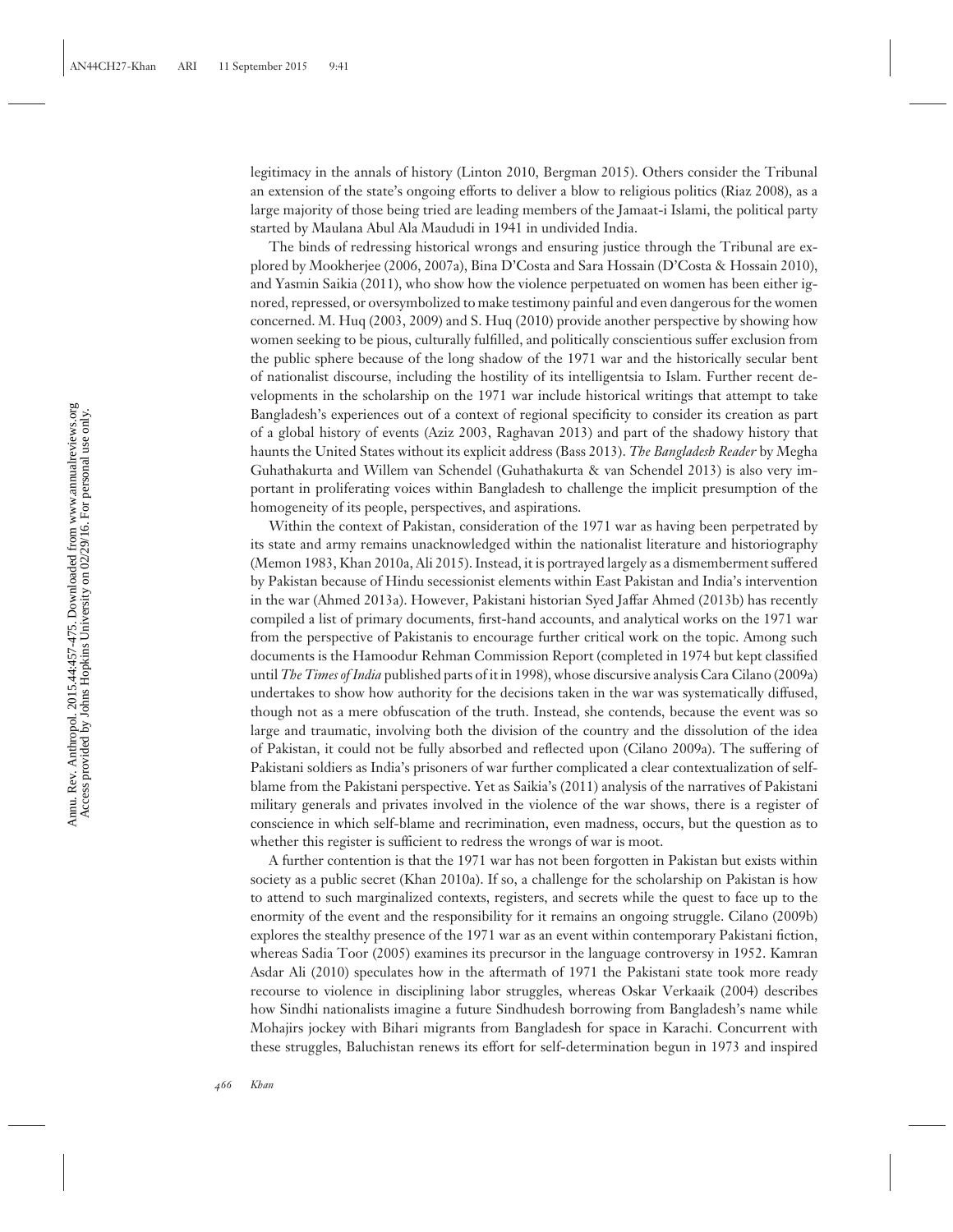legitimacy in the annals of history (Linton 2010, Bergman 2015). Others consider the Tribunal an extension of the state's ongoing efforts to deliver a blow to religious politics (Riaz 2008), as a large majority of those being tried are leading members of the Jamaat-i Islami, the political party started by Maulana Abul Ala Maududi in 1941 in undivided India.

The binds of redressing historical wrongs and ensuring justice through the Tribunal are explored by Mookherjee (2006, 2007a), Bina D'Costa and Sara Hossain (D'Costa & Hossain 2010), and Yasmin Saikia (2011), who show how the violence perpetuated on women has been either ignored, repressed, or oversymbolized to make testimony painful and even dangerous for the women concerned. M. Huq (2003, 2009) and S. Huq (2010) provide another perspective by showing how women seeking to be pious, culturally fulfilled, and politically conscientious suffer exclusion from the public sphere because of the long shadow of the 1971 war and the historically secular bent of nationalist discourse, including the hostility of its intelligentsia to Islam. Further recent developments in the scholarship on the 1971 war include historical writings that attempt to take Bangladesh's experiences out of a context of regional specificity to consider its creation as part of a global history of events (Aziz 2003, Raghavan 2013) and part of the shadowy history that haunts the United States without its explicit address (Bass 2013). *The Bangladesh Reader* by Megha Guhathakurta and Willem van Schendel (Guhathakurta & van Schendel 2013) is also very important in proliferating voices within Bangladesh to challenge the implicit presumption of the homogeneity of its people, perspectives, and aspirations.

Within the context of Pakistan, consideration of the 1971 war as having been perpetrated by its state and army remains unacknowledged within the nationalist literature and historiography (Memon 1983, Khan 2010a, Ali 2015). Instead, it is portrayed largely as a dismemberment suffered by Pakistan because of Hindu secessionist elements within East Pakistan and India's intervention in the war (Ahmed 2013a). However, Pakistani historian Syed Jaffar Ahmed (2013b) has recently compiled a list of primary documents, first-hand accounts, and analytical works on the 1971 war from the perspective of Pakistanis to encourage further critical work on the topic. Among such documents is the Hamoodur Rehman Commission Report (completed in 1974 but kept classified until *The Times of India* published parts of it in 1998), whose discursive analysis Cara Cilano (2009a) undertakes to show how authority for the decisions taken in the war was systematically diffused, though not as a mere obfuscation of the truth. Instead, she contends, because the event was so large and traumatic, involving both the division of the country and the dissolution of the idea of Pakistan, it could not be fully absorbed and reflected upon (Cilano 2009a). The suffering of Pakistani soldiers as India's prisoners of war further complicated a clear contextualization of self-blame from the Pakistani perspective. Yet as Saikia's (2011) analysis of the narratives of Pakistani military generals and privates involved in the violence of the war shows, there is a register of conscience in which self-blame and recrimination, even madness, occurs, but the question as to whether this register is sufficient to redress the wrongs of war is moot.

A further contention is that the 1971 war has not been forgotten in Pakistan but exists within society as a public secret (Khan 2010a). If so, a challenge for the scholarship on Pakistan is how to attend to such marginalized contexts, registers, and secrets while the quest to face up to the enormity of the event and the responsibility for it remains an ongoing struggle. Cilano (2009b) explores the stealthy presence of the 1971 war as an event within contemporary Pakistani fiction, whereas Sadia Toor (2005) examines its precursor in the language controversy in 1952. Kamran Asdar Ali (2010) speculates how in the aftermath of 1971 the Pakistani state took more ready recourse to violence in disciplining labor struggles, whereas Oskar Verkaaik (2004) describes how Sindhi nationalists imagine a future Sindhudesh borrowing from Bangladesh's name while Mohajirs jockey with Bihari migrants from Bangladesh for space in Karachi. Concurrent with these struggles, Baluchistan renews its effort for self-determination begun in 1973 and inspired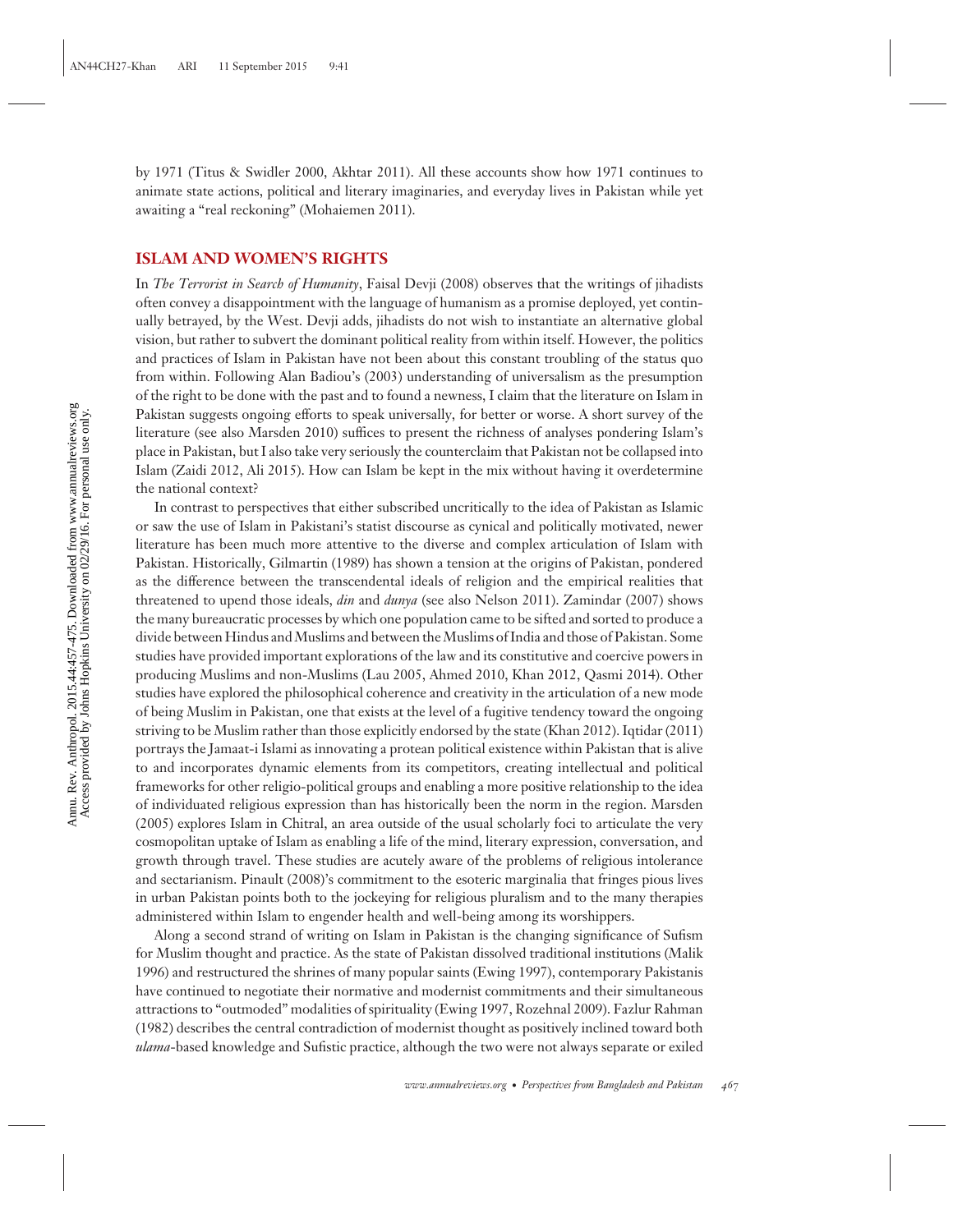by 1971 (Titus & Swidler 2000, Akhtar 2011). All these accounts show how 1971 continues to animate state actions, political and literary imaginaries, and everyday lives in Pakistan while yet awaiting a "real reckoning" (Mohaiemen 2011).

## ISLAM AND WOMEN'S RIGHTS

In *The Terrorist in Search of Humanity*, Faisal Devji (2008) observes that the writings of jihadists often convey a disappointment with the language of humanism as a promise deployed, yet continually betrayed, by the West. Devji adds, jihadists do not wish to instantiate an alternative global vision, but rather to subvert the dominant political reality from within itself. However, the politics and practices of Islam in Pakistan have not been about this constant troubling of the status quo from within. Following Alan Badiou's (2003) understanding of universalism as the presumption of the right to be done with the past and to found a newness, I claim that the literature on Islam in Pakistan suggests ongoing efforts to speak universally, for better or worse. A short survey of the literature (see also Marsden 2010) suffices to present the richness of analyses pondering Islam's place in Pakistan, but I also take very seriously the counterclaim that Pakistan not be collapsed into Islam (Zaidi 2012, Ali 2015). How can Islam be kept in the mix without having it overdetermine the national context?

In contrast to perspectives that either subscribed uncritically to the idea of Pakistan as Islamic or saw the use of Islam in Pakistani's statist discourse as cynical and politically motivated, newer literature has been much more attentive to the diverse and complex articulation of Islam with Pakistan. Historically, Gilmartin (1989) has shown a tension at the origins of Pakistan, pondered as the difference between the transcendental ideals of religion and the empirical realities that threatened to upend those ideals, *din* and *dunya* (see also Nelson 2011). Zamindar (2007) shows the many bureaucratic processes by which one population came to be sifted and sorted to produce a divide between Hindus and Muslims and between the Muslims of India and those of Pakistan. Some studies have provided important explorations of the law and its constitutive and coercive powers in producing Muslims and non-Muslims (Lau 2005, Ahmed 2010, Khan 2012, Qasmi 2014). Other studies have explored the philosophical coherence and creativity in the articulation of a new mode of being Muslim in Pakistan, one that exists at the level of a fugitive tendency toward the ongoing striving to be Muslim rather than those explicitly endorsed by the state (Khan 2012). Iqtidar (2011) portrays the Jamaat-i Islami as innovating a protean political existence within Pakistan that is alive to and incorporates dynamic elements from its competitors, creating intellectual and political frameworks for other religio-political groups and enabling a more positive relationship to the idea of individuated religious expression than has historically been the norm in the region. Marsden (2005) explores Islam in Chitral, an area outside of the usual scholarly foci to articulate the very cosmopolitan uptake of Islam as enabling a life of the mind, literary expression, conversation, and growth through travel. These studies are acutely aware of the problems of religious intolerance and sectarianism. Pinault (2008)'s commitment to the esoteric marginalia that fringes pious lives in urban Pakistan points both to the jockeying for religious pluralism and to the many therapies administered within Islam to engender health and well-being among its worshippers.

Along a second strand of writing on Islam in Pakistan is the changing significance of Sufism for Muslim thought and practice. As the state of Pakistan dissolved traditional institutions (Malik 1996) and restructured the shrines of many popular saints (Ewing 1997), contemporary Pakistanis have continued to negotiate their normative and modernist commitments and their simultaneous attractions to "outmoded" modalities of spirituality (Ewing 1997, Rozehnal 2009). Fazlur Rahman (1982) describes the central contradiction of modernist thought as positively inclined toward both *ulama*-based knowledge and Sufistic practice, although the two were not always separate or exiled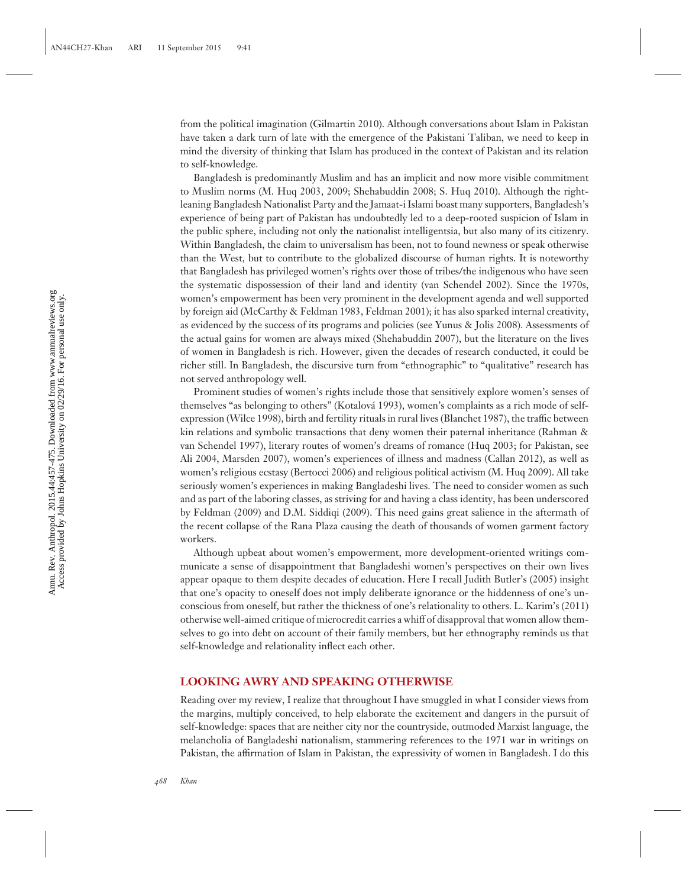from the political imagination (Gilmartin 2010). Although conversations about Islam in Pakistan have taken a dark turn of late with the emergence of the Pakistani Taliban, we need to keep in mind the diversity of thinking that Islam has produced in the context of Pakistan and its relation to self-knowledge.

Bangladesh is predominantly Muslim and has an implicit and now more visible commitment to Muslim norms (M. Huq 2003, 2009; Shehabuddin 2008; S. Huq 2010). Although the right-leaning Bangladesh Nationalist Party and the Jamaat-i Islami boast many supporters, Bangladesh's experience of being part of Pakistan has undoubtedly led to a deep-rooted suspicion of Islam in the public sphere, including not only the nationalist intelligentsia, but also many of its citizenry. Within Bangladesh, the claim to universalism has been, not to found newness or speak otherwise than the West, but to contribute to the globalized discourse of human rights. It is noteworthy that Bangladesh has privileged women's rights over those of tribes/the indigenous who have seen the systematic dispossession of their land and identity (van Schendel 2002). Since the 1970s, women's empowerment has been very prominent in the development agenda and well supported by foreign aid (McCarthy & Feldman 1983, Feldman 2001); it has also sparked internal creativity, as evidenced by the success of its programs and policies (see Yunus & Jolis 2008). Assessments of the actual gains for women are always mixed (Shehabuddin 2007), but the literature on the lives of women in Bangladesh is rich. However, given the decades of research conducted, it could be richer still. In Bangladesh, the discursive turn from "ethnographic" to "qualitative" research has not served anthropology well.

Prominent studies of women's rights include those that sensitively explore women's senses of themselves "as belonging to others" (Kotalová 1993), women's complaints as a rich mode of self-expression (Wilce 1998), birth and fertility rituals in rural lives (Blanchet 1987), the traffic between kin relations and symbolic transactions that deny women their paternal inheritance (Rahman & van Schendel 1997), literary routes of women's dreams of romance (Huq 2003; for Pakistan, see Ali 2004, Marsden 2007), women's experiences of illness and madness (Callan 2012), as well as women's religious ecstasy (Bertocci 2006) and religious political activism (M. Huq 2009). All take seriously women's experiences in making Bangladeshi lives. The need to consider women as such and as part of the laboring classes, as striving for and having a class identity, has been underscored by Feldman (2009) and D.M. Siddiqi (2009). This need gains great salience in the aftermath of the recent collapse of the Rana Plaza causing the death of thousands of women garment factory workers.

Although upbeat about women's empowerment, more development-oriented writings communicate a sense of disappointment that Bangladeshi women's perspectives on their own lives appear opaque to them despite decades of education. Here I recall Judith Butler's (2005) insight that one's opacity to oneself does not imply deliberate ignorance or the hiddenness of one's unconscious from oneself, but rather the thickness of one's relationality to others. L. Karim's (2011) otherwise well-aimed critique of microcredit carries a whiff of disapproval that women allow themselves to go into debt on account of their family members, but her ethnography reminds us that self-knowledge and relationality inflect each other.

## LOOKING AWRY AND SPEAKING OTHERWISE

Reading over my review, I realize that throughout I have smuggled in what I consider views from the margins, multiply conceived, to help elaborate the excitement and dangers in the pursuit of self-knowledge: spaces that are neither city nor the countryside, outmoded Marxist language, the melancholia of Bangladeshi nationalism, stammering references to the 1971 war in writings on Pakistan, the affirmation of Islam in Pakistan, the expressivity of women in Bangladesh. I do this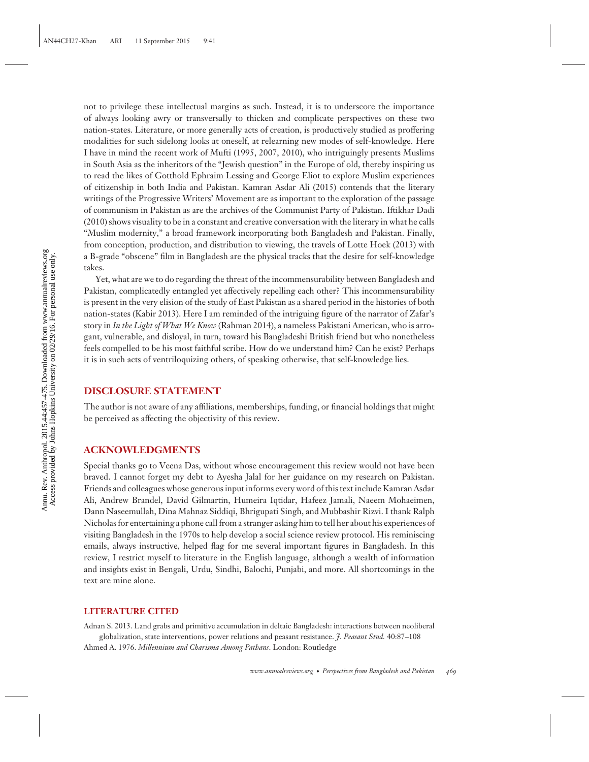not to privilege these intellectual margins as such. Instead, it is to underscore the importance of always looking awry or transversally to thicken and complicate perspectives on these two nation-states. Literature, or more generally acts of creation, is productively studied as proffering modalities for such sidelong looks at oneself, at relearning new modes of self-knowledge. Here I have in mind the recent work of Mufti (1995, 2007, 2010), who intriguingly presents Muslims in South Asia as the inheritors of the "Jewish question" in the Europe of old, thereby inspiring us to read the likes of Gotthold Ephraim Lessing and George Eliot to explore Muslim experiences of citizenship in both India and Pakistan. Kamran Asdar Ali (2015) contends that the literary writings of the Progressive Writers' Movement are as important to the exploration of the passage of communism in Pakistan as are the archives of the Communist Party of Pakistan. Iftikhar Dadi (2010) shows visuality to be in a constant and creative conversation with the literary in what he calls "Muslim modernity," a broad framework incorporating both Bangladesh and Pakistan. Finally, from conception, production, and distribution to viewing, the travels of Lotte Hoek (2013) with a B-grade "obscene" film in Bangladesh are the physical tracks that the desire for self-knowledge takes.

Yet, what are we to do regarding the threat of the incommensurability between Bangladesh and Pakistan, complicatedly entangled yet affectively repelling each other? This incommensurability is present in the very elision of the study of East Pakistan as a shared period in the histories of both nation-states (Kabir 2013). Here I am reminded of the intriguing figure of the narrator of Zafar's story in *In the Light of What We Know* (Rahman 2014), a nameless Pakistani American, who is arrogant, vulnerable, and disloyal, in turn, toward his Bangladeshi British friend but who nonetheless feels compelled to be his most faithful scribe. How do we understand him? Can he exist? Perhaps it is in such acts of ventriloquizing others, of speaking otherwise, that self-knowledge lies.

## DISCLOSURE STATEMENT

The author is not aware of any affiliations, memberships, funding, or financial holdings that might be perceived as affecting the objectivity of this review.

## ACKNOWLEDGMENTS

Special thanks go to Veena Das, without whose encouragement this review would not have been braved. I cannot forget my debt to Ayesha Jalal for her guidance on my research on Pakistan. Friends and colleagues whose generous input informs every word of this text include Kamran Asdar Ali, Andrew Brandel, David Gilmartin, Humeira Iqtidar, Hafeez Jamali, Naeem Mohaeimen, Dann Naseemullah, Dina Mahnaz Siddiqi, Bhrigupati Singh, and Mubbashir Rizvi. I thank Ralph Nicholas for entertaining a phone call from a stranger asking him to tell her about his experiences of visiting Bangladesh in the 1970s to help develop a social science review protocol. His reminiscing emails, always instructive, helped flag for me several important figures in Bangladesh. In this review, I restrict myself to literature in the English language, although a wealth of information and insights exist in Bengali, Urdu, Sindhi, Balochi, Punjabi, and more. All shortcomings in the text are mine alone.

### LITERATURE CITED

Adnan S. 2013. Land grabs and primitive accumulation in deltaic Bangladesh: interactions between neoliberal globalization, state interventions, power relations and peasant resistance. *J. Peasant Stud.* 40:87–108

Ahmed A. 1976. *Millennium and Charisma Among Pathans*. London: Routledge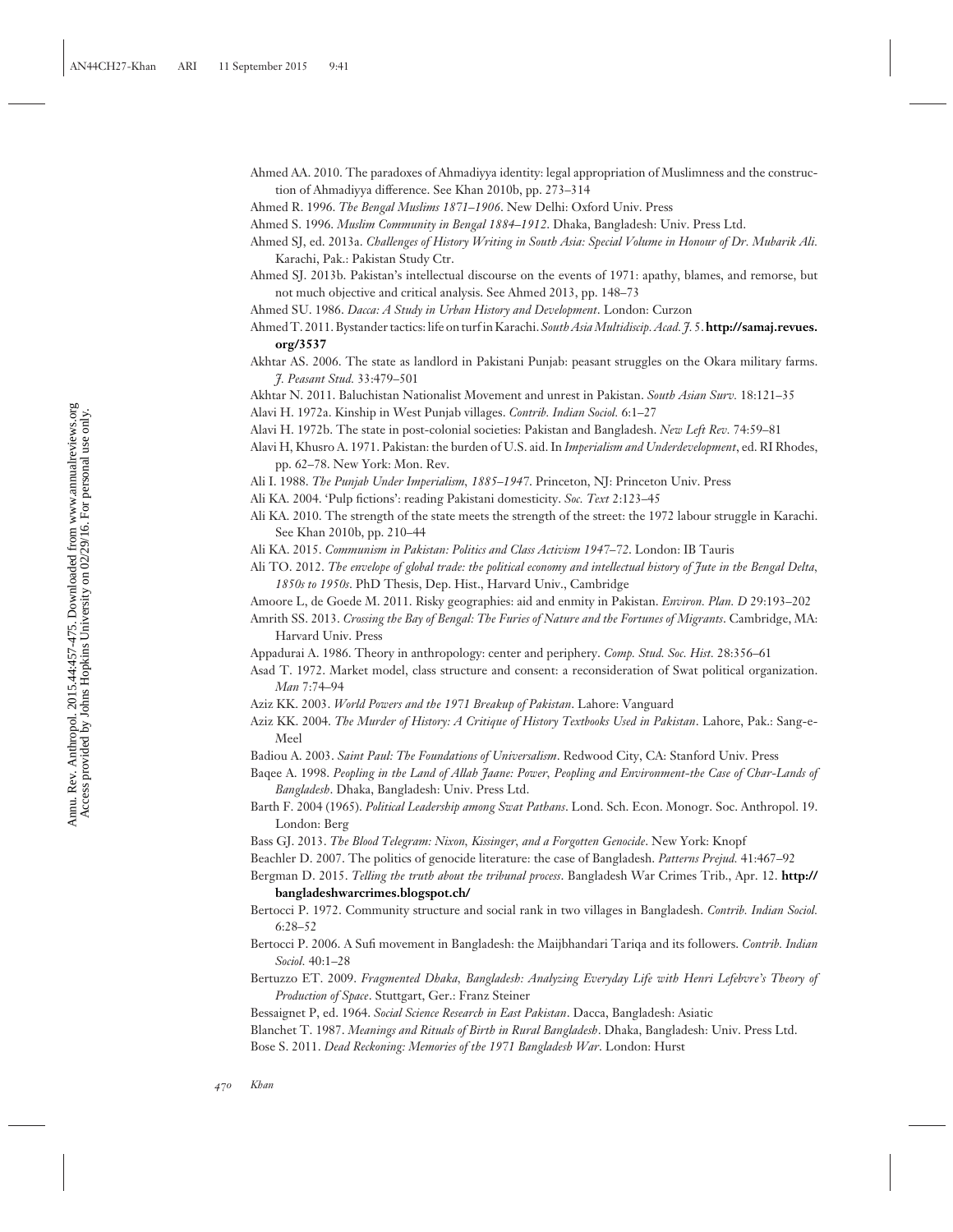Ahmed AA. 2010. The paradoxes of Ahmadiyya identity: legal appropriation of Muslimness and the construction of Ahmadiyya difference. See Khan 2010b, pp. 273–314

Ahmed R. 1996. *The Bengal Muslims 1871–1906*. New Delhi: Oxford Univ. Press

Ahmed S. 1996. *Muslim Community in Bengal 1884–1912*. Dhaka, Bangladesh: Univ. Press Ltd.

Ahmed SJ, ed. 2013a. *Challenges of History Writing in South Asia: Special Volume in Honour of Dr. Mubarik Ali*. Karachi, Pak.: Pakistan Study Ctr.

Ahmed SJ. 2013b. Pakistan's intellectual discourse on the events of 1971: apathy, blames, and remorse, but not much objective and critical analysis. See Ahmed 2013, pp. 148–73

Ahmed SU. 1986. *Dacca: A Study in Urban History and Development*. London: Curzon

Ahmed T. 2011. Bystander tactics: life on turf in Karachi. *South Asia Multidiscip. Acad. J.* 5. **http://samaj.revues.org/3537**

Akhtar AS. 2006. The state as landlord in Pakistani Punjab: peasant struggles on the Okara military farms. *J. Peasant Stud.* 33:479–501

Akhtar N. 2011. Baluchistan Nationalist Movement and unrest in Pakistan. *South Asian Surv.* 18:121–35

Alavi H. 1972a. Kinship in West Punjab villages. *Contrib. Indian Sociol.* 6:1–27

Alavi H. 1972b. The state in post-colonial societies: Pakistan and Bangladesh. *New Left Rev.* 74:59–81

Alavi H, Khusro A. 1971. Pakistan: the burden of U.S. aid. In *Imperialism and Underdevelopment*, ed. RI Rhodes, pp. 62–78. New York: Mon. Rev.

Ali I. 1988. *The Punjab Under Imperialism, 1885–1947*. Princeton, NJ: Princeton Univ. Press

Ali KA. 2004. 'Pulp fictions': reading Pakistani domesticity. *Soc. Text* 2:123–45

Ali KA. 2010. The strength of the state meets the strength of the street: the 1972 labour struggle in Karachi. See Khan 2010b, pp. 210–44

Ali KA. 2015. *Communism in Pakistan: Politics and Class Activism 1947–72*. London: IB Tauris

Ali TO. 2012. *The envelope of global trade: the political economy and intellectual history of Jute in the Bengal Delta, 1850s to 1950s*. PhD Thesis, Dep. Hist., Harvard Univ., Cambridge

Amoore L, de Goede M. 2011. Risky geographies: aid and enmity in Pakistan. *Environ. Plan. D* 29:193–202

Amrith SS. 2013. *Crossing the Bay of Bengal: The Furies of Nature and the Fortunes of Migrants*. Cambridge, MA: Harvard Univ. Press

Appadurai A. 1986. Theory in anthropology: center and periphery. *Comp. Stud. Soc. Hist.* 28:356–61

Asad T. 1972. Market model, class structure and consent: a reconsideration of Swat political organization. *Man* 7:74–94

Aziz KK. 2003. *World Powers and the 1971 Breakup of Pakistan*. Lahore: Vanguard

Aziz KK. 2004. *The Murder of History: A Critique of History Textbooks Used in Pakistan*. Lahore, Pak.: Sang-e-Meel

Badiou A. 2003. *Saint Paul: The Foundations of Universalism*. Redwood City, CA: Stanford Univ. Press

Baqee A. 1998. *Peopling in the Land of Allah Jaane: Power, Peopling and Environment-the Case of Char-Lands of Bangladesh*. Dhaka, Bangladesh: Univ. Press Ltd.

Barth F. 2004 (1965). *Political Leadership among Swat Pathans*. Lond. Sch. Econ. Monogr. Soc. Anthropol. 19. London: Berg

Bass GJ. 2013. *The Blood Telegram: Nixon, Kissinger, and a Forgotten Genocide*. New York: Knopf

Beachler D. 2007. The politics of genocide literature: the case of Bangladesh. *Patterns Prejud.* 41:467–92

Bergman D. 2015. *Telling the truth about the tribunal process*. Bangladesh War Crimes Trib., Apr. 12. **http://bangladeshwarcrimes.blogspot.ch/**

Bertocci P. 1972. Community structure and social rank in two villages in Bangladesh. *Contrib. Indian Sociol.* 6:28–52

Bertocci P. 2006. A Sufi movement in Bangladesh: the Maijbhandari Tariqa and its followers. *Contrib. Indian Sociol.* 40:1–28

Bertuzzo ET. 2009. *Fragmented Dhaka, Bangladesh: Analyzing Everyday Life with Henri Lefebvre's Theory of Production of Space*. Stuttgart, Ger.: Franz Steiner

Bessaignet P, ed. 1964. *Social Science Research in East Pakistan*. Dacca, Bangladesh: Asiatic

Blanchet T. 1987. *Meanings and Rituals of Birth in Rural Bangladesh*. Dhaka, Bangladesh: Univ. Press Ltd.

Bose S. 2011. *Dead Reckoning: Memories of the 1971 Bangladesh War*. London: Hurst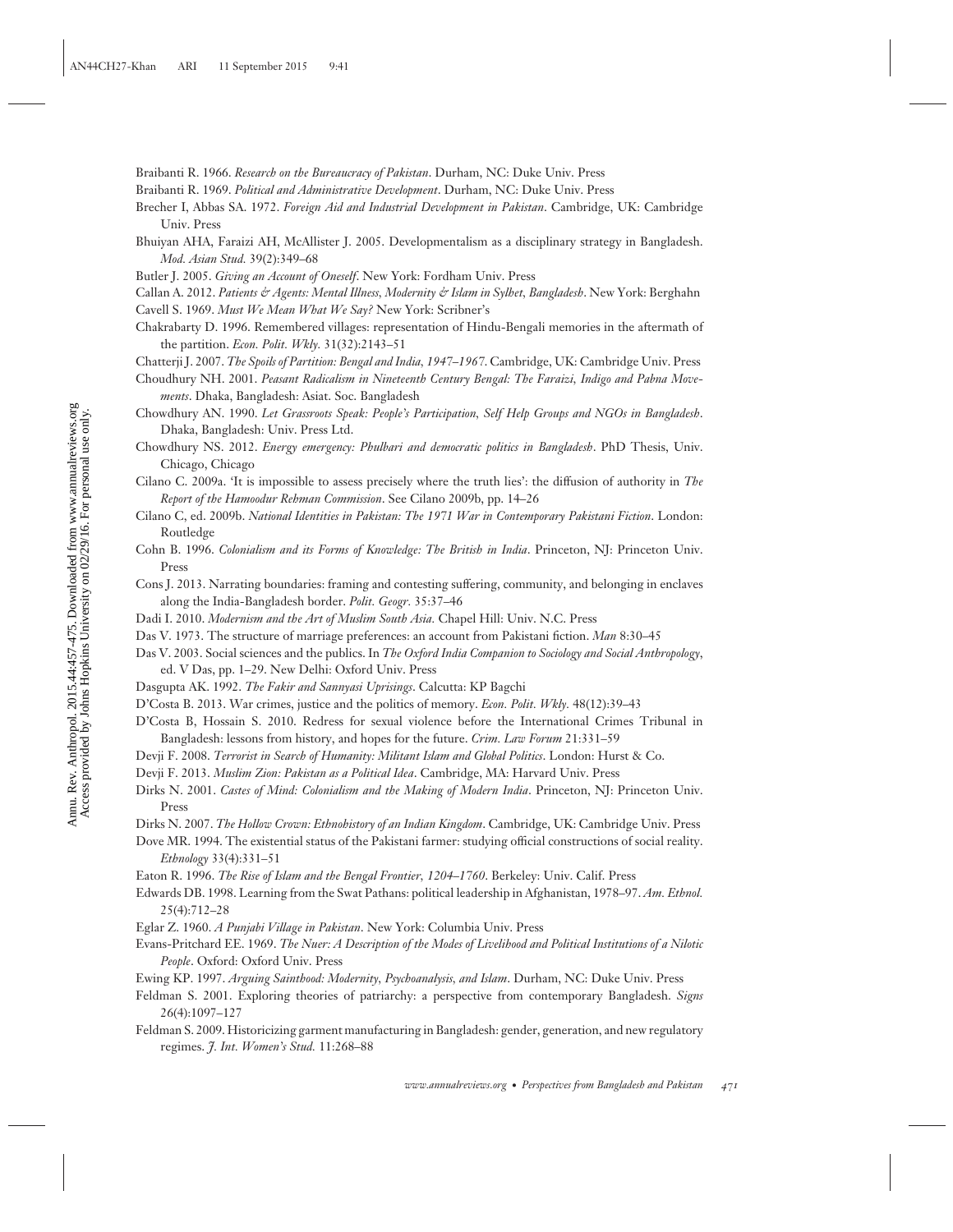Braibanti R. 1966. *Research on the Bureaucracy of Pakistan*. Durham, NC: Duke Univ. Press

Braibanti R. 1969. *Political and Administrative Development*. Durham, NC: Duke Univ. Press

Brecher I, Abbas SA. 1972. *Foreign Aid and Industrial Development in Pakistan*. Cambridge, UK: Cambridge Univ. Press

Bhuiyan AHA, Faraizi AH, McAllister J. 2005. Developmentalism as a disciplinary strategy in Bangladesh. *Mod. Asian Stud.* 39(2):349–68

Butler J. 2005. *Giving an Account of Oneself*. New York: Fordham Univ. Press

Callan A. 2012. *Patients & Agents: Mental Illness, Modernity & Islam in Sylhet, Bangladesh*. New York: Berghahn

Cavell S. 1969. *Must We Mean What We Say?* New York: Scribner's

Chakrabarty D. 1996. Remembered villages: representation of Hindu-Bengali memories in the aftermath of the partition. *Econ. Polit. Wkly.* 31(32):2143–51

Chatterji J. 2007. *The Spoils of Partition: Bengal and India, 1947–1967*. Cambridge, UK: Cambridge Univ. Press

Choudhury NH. 2001. *Peasant Radicalism in Nineteenth Century Bengal: The Faraizi, Indigo and Pabna Movements*. Dhaka, Bangladesh: Asiat. Soc. Bangladesh

Chowdhury AN. 1990. *Let Grassroots Speak: People's Participation, Self Help Groups and NGOs in Bangladesh*. Dhaka, Bangladesh: Univ. Press Ltd.

Chowdhury NS. 2012. *Energy emergency: Phulbari and democratic politics in Bangladesh*. PhD Thesis, Univ. Chicago, Chicago

Cilano C. 2009a. 'It is impossible to assess precisely where the truth lies': the diffusion of authority in *The Report of the Hamoodur Rehman Commission*. See Cilano 2009b, pp. 14–26

Cilano C, ed. 2009b. *National Identities in Pakistan: The 1971 War in Contemporary Pakistani Fiction*. London: Routledge

Cohn B. 1996. *Colonialism and its Forms of Knowledge: The British in India*. Princeton, NJ: Princeton Univ. Press

Cons J. 2013. Narrating boundaries: framing and contesting suffering, community, and belonging in enclaves along the India-Bangladesh border. *Polit. Geogr.* 35:37–46

Dadi I. 2010. *Modernism and the Art of Muslim South Asia.* Chapel Hill: Univ. N.C. Press

Das V. 1973. The structure of marriage preferences: an account from Pakistani fiction. *Man* 8:30–45

Das V. 2003. Social sciences and the publics. In *The Oxford India Companion to Sociology and Social Anthropology*, ed. V Das, pp. 1–29. New Delhi: Oxford Univ. Press

Dasgupta AK. 1992. *The Fakir and Sannyasi Uprisings*. Calcutta: KP Bagchi

D'Costa B. 2013. War crimes, justice and the politics of memory. *Econ. Polit. Wkly.* 48(12):39–43

D'Costa B, Hossain S. 2010. Redress for sexual violence before the International Crimes Tribunal in Bangladesh: lessons from history, and hopes for the future. *Crim. Law Forum* 21:331–59

Devji F. 2008. *Terrorist in Search of Humanity: Militant Islam and Global Politics*. London: Hurst & Co.

Devji F. 2013. *Muslim Zion: Pakistan as a Political Idea*. Cambridge, MA: Harvard Univ. Press

Dirks N. 2001. *Castes of Mind: Colonialism and the Making of Modern India*. Princeton, NJ: Princeton Univ. Press

Dirks N. 2007. *The Hollow Crown: Ethnohistory of an Indian Kingdom*. Cambridge, UK: Cambridge Univ. Press

Dove MR. 1994. The existential status of the Pakistani farmer: studying official constructions of social reality. *Ethnology* 33(4):331–51

Eaton R. 1996. *The Rise of Islam and the Bengal Frontier, 1204–1760*. Berkeley: Univ. Calif. Press

Edwards DB. 1998. Learning from the Swat Pathans: political leadership in Afghanistan, 1978–97. *Am. Ethnol.* 25(4):712–28

Eglar Z. 1960. *A Punjabi Village in Pakistan*. New York: Columbia Univ. Press

Evans-Pritchard EE. 1969. *The Nuer: A Description of the Modes of Livelihood and Political Institutions of a Nilotic People*. Oxford: Oxford Univ. Press

Ewing KP. 1997. *Arguing Sainthood: Modernity, Psychoanalysis, and Islam*. Durham, NC: Duke Univ. Press

Feldman S. 2001. Exploring theories of patriarchy: a perspective from contemporary Bangladesh. *Signs* 26(4):1097–127

Feldman S. 2009. Historicizing garment manufacturing in Bangladesh: gender, generation, and new regulatory regimes. *J. Int. Women's Stud.* 11:268–88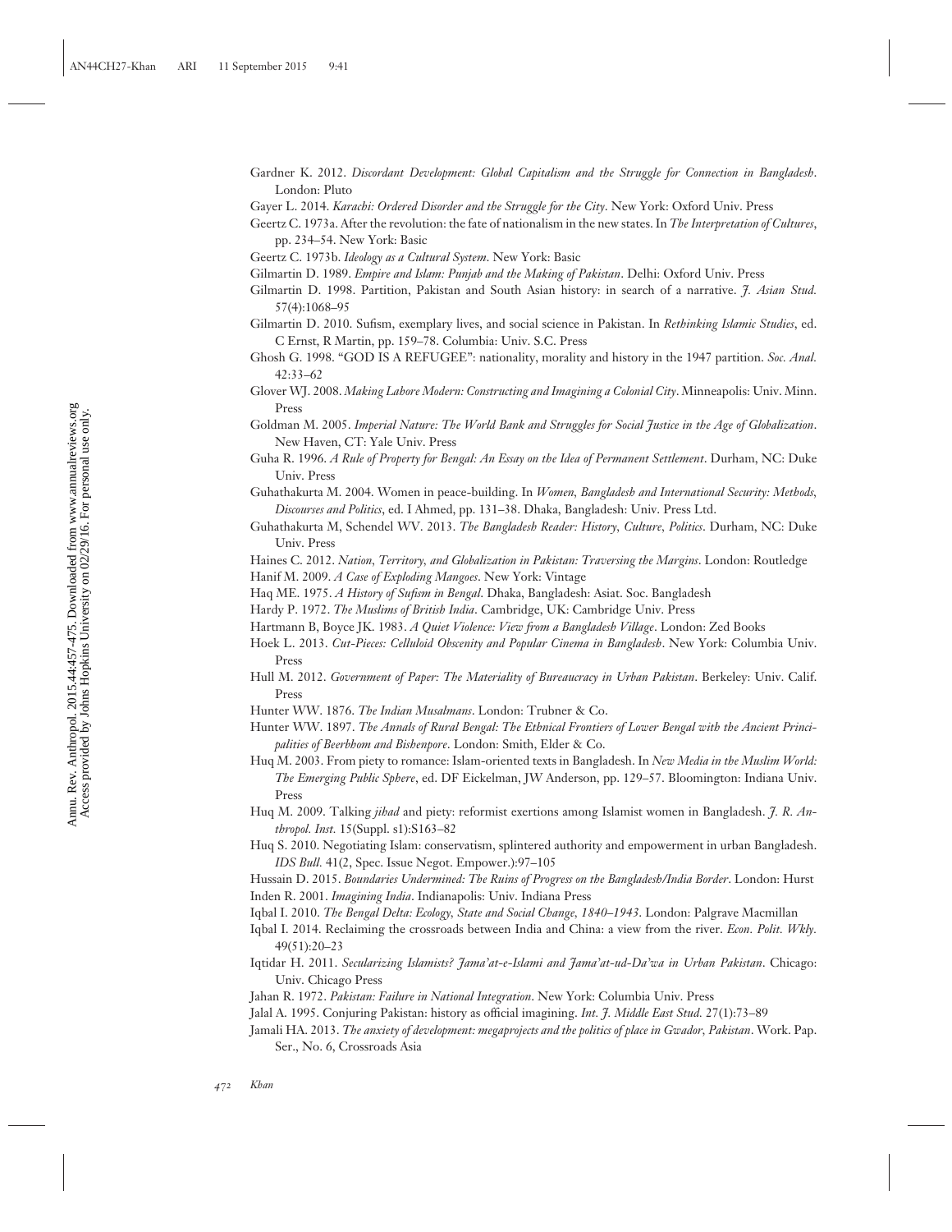Gardner K. 2012. *Discordant Development: Global Capitalism and the Struggle for Connection in Bangladesh*. London: Pluto

Gayer L. 2014. *Karachi: Ordered Disorder and the Struggle for the City*. New York: Oxford Univ. Press

Geertz C. 1973a. After the revolution: the fate of nationalism in the new states. In *The Interpretation of Cultures*, pp. 234–54. New York: Basic

Geertz C. 1973b. *Ideology as a Cultural System*. New York: Basic

Gilmartin D. 1989. *Empire and Islam: Punjab and the Making of Pakistan*. Delhi: Oxford Univ. Press

Gilmartin D. 1998. Partition, Pakistan and South Asian history: in search of a narrative. *J. Asian Stud.* 57(4):1068–95

Gilmartin D. 2010. Sufism, exemplary lives, and social science in Pakistan. In *Rethinking Islamic Studies*, ed. C Ernst, R Martin, pp. 159–78. Columbia: Univ. S.C. Press

Ghosh G. 1998. "GOD IS A REFUGEE": nationality, morality and history in the 1947 partition. *Soc. Anal.* 42:33–62

Glover WJ. 2008. *Making Lahore Modern: Constructing and Imagining a Colonial City*. Minneapolis: Univ. Minn. Press

Goldman M. 2005. *Imperial Nature: The World Bank and Struggles for Social Justice in the Age of Globalization*. New Haven, CT: Yale Univ. Press

Guha R. 1996. *A Rule of Property for Bengal: An Essay on the Idea of Permanent Settlement*. Durham, NC: Duke Univ. Press

Guhathakurta M. 2004. Women in peace-building. In *Women, Bangladesh and International Security: Methods, Discourses and Politics*, ed. I Ahmed, pp. 131–38. Dhaka, Bangladesh: Univ. Press Ltd.

Guhathakurta M, Schendel WV. 2013. *The Bangladesh Reader: History, Culture, Politics*. Durham, NC: Duke Univ. Press

Haines C. 2012. *Nation, Territory, and Globalization in Pakistan: Traversing the Margins*. London: Routledge

Hanif M. 2009. *A Case of Exploding Mangoes*. New York: Vintage

Haq ME. 1975. *A History of Sufism in Bengal*. Dhaka, Bangladesh: Asiat. Soc. Bangladesh

Hardy P. 1972. *The Muslims of British India*. Cambridge, UK: Cambridge Univ. Press

Hartmann B, Boyce JK. 1983. *A Quiet Violence: View from a Bangladesh Village*. London: Zed Books

Hoek L. 2013. *Cut-Pieces: Celluloid Obscenity and Popular Cinema in Bangladesh*. New York: Columbia Univ. Press

Hull M. 2012. *Government of Paper: The Materiality of Bureaucracy in Urban Pakistan*. Berkeley: Univ. Calif. Press

Hunter WW. 1876. *The Indian Musalmans*. London: Trubner & Co.

Hunter WW. 1897. *The Annals of Rural Bengal: The Ethnical Frontiers of Lower Bengal with the Ancient Principalities of Beerbhom and Bishenpore*. London: Smith, Elder & Co.

Huq M. 2003. From piety to romance: Islam-oriented texts in Bangladesh. In *New Media in the Muslim World: The Emerging Public Sphere*, ed. DF Eickelman, JW Anderson, pp. 129–57. Bloomington: Indiana Univ. Press

Huq M. 2009. Talking *jihad* and piety: reformist exertions among Islamist women in Bangladesh. *J. R. Anthropol. Inst.* 15(Suppl. s1):S163–82

Huq S. 2010. Negotiating Islam: conservatism, splintered authority and empowerment in urban Bangladesh. *IDS Bull.* 41(2, Spec. Issue Negot. Empower.):97–105

Hussain D. 2015. *Boundaries Undermined: The Ruins of Progress on the Bangladesh/India Border*. London: Hurst

Inden R. 2001. *Imagining India*. Indianapolis: Univ. Indiana Press

Iqbal I. 2010. *The Bengal Delta: Ecology, State and Social Change, 1840–1943*. London: Palgrave Macmillan

Iqbal I. 2014. Reclaiming the crossroads between India and China: a view from the river. *Econ. Polit. Wkly.* 49(51):20–23

Iqtidar H. 2011. *Secularizing Islamists? Jama'at-e-Islami and Jama'at-ud-Da'wa in Urban Pakistan*. Chicago: Univ. Chicago Press

Jahan R. 1972. *Pakistan: Failure in National Integration*. New York: Columbia Univ. Press

Jalal A. 1995. Conjuring Pakistan: history as official imagining. *Int. J. Middle East Stud.* 27(1):73–89

Jamali HA. 2013. *The anxiety of development: megaprojects and the politics of place in Gwador, Pakistan*. Work. Pap. Ser., No. 6, Crossroads Asia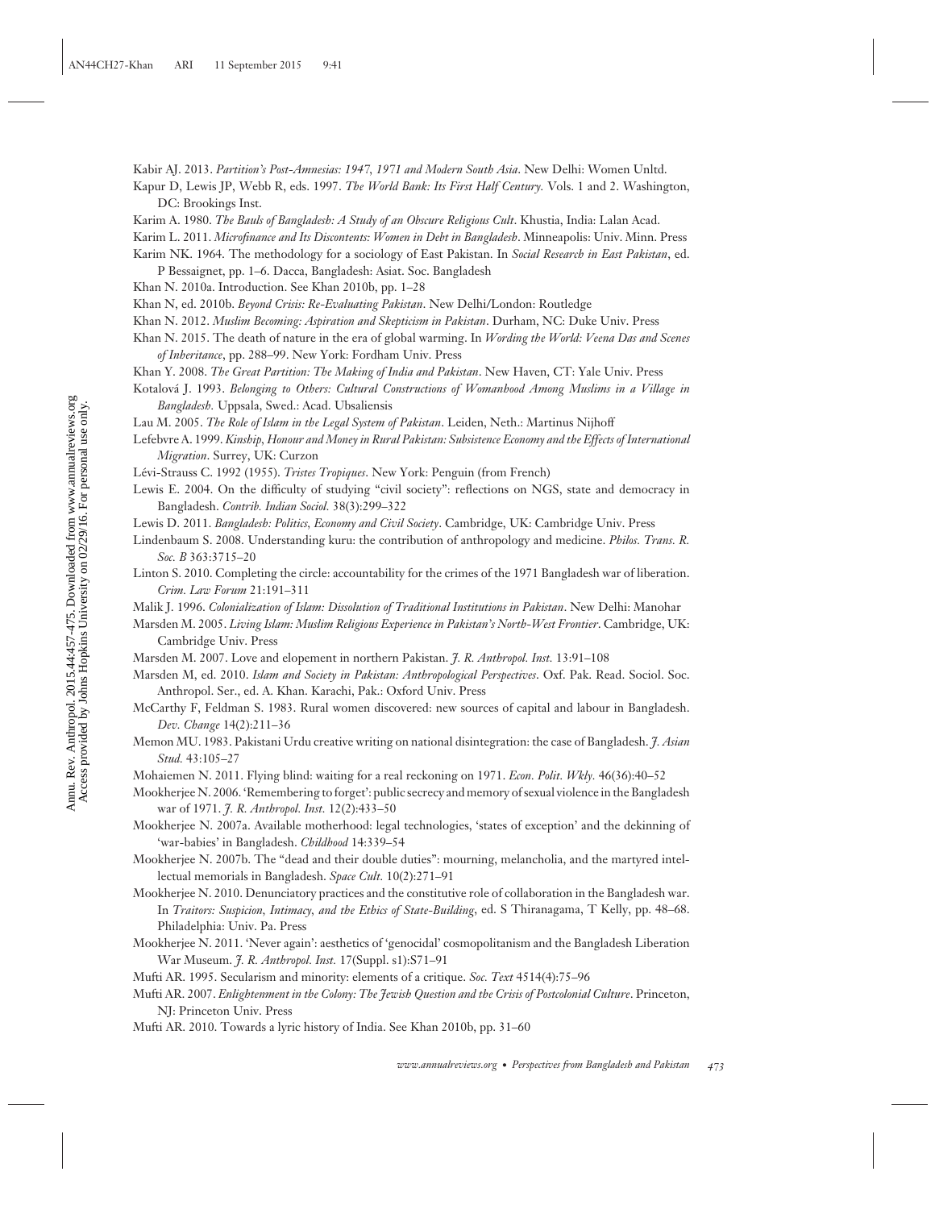Kabir AJ. 2013. *Partition's Post-Amnesias: 1947, 1971 and Modern South Asia*. New Delhi: Women Unltd.

Kapur D, Lewis JP, Webb R, eds. 1997. *The World Bank: Its First Half Century.* Vols. 1 and 2. Washington, DC: Brookings Inst.

Karim A. 1980. *The Bauls of Bangladesh: A Study of an Obscure Religious Cult*. Khustia, India: Lalan Acad.

Karim L. 2011. *Microfinance and Its Discontents: Women in Debt in Bangladesh*. Minneapolis: Univ. Minn. Press

Karim NK. 1964. The methodology for a sociology of East Pakistan. In *Social Research in East Pakistan*, ed. P Bessaignet, pp. 1–6. Dacca, Bangladesh: Asiat. Soc. Bangladesh

Khan N. 2010a. Introduction. See Khan 2010b, pp. 1–28

Khan N, ed. 2010b. *Beyond Crisis: Re-Evaluating Pakistan*. New Delhi/London: Routledge

Khan N. 2012. *Muslim Becoming: Aspiration and Skepticism in Pakistan*. Durham, NC: Duke Univ. Press

Khan N. 2015. The death of nature in the era of global warming. In *Wording the World: Veena Das and Scenes of Inheritance*, pp. 288–99. New York: Fordham Univ. Press

Khan Y. 2008. *The Great Partition: The Making of India and Pakistan*. New Haven, CT: Yale Univ. Press

Kotalová J. 1993. *Belonging to Others: Cultural Constructions of Womanhood Among Muslims in a Village in Bangladesh.* Uppsala, Swed.: Acad. Ubsaliensis

Lau M. 2005. *The Role of Islam in the Legal System of Pakistan*. Leiden, Neth.: Martinus Nijhoff

Lefebvre A. 1999. *Kinship, Honour and Money in Rural Pakistan: Subsistence Economy and the Effects of International Migration*. Surrey, UK: Curzon

Lévi-Strauss C. 1992 (1955). *Tristes Tropiques*. New York: Penguin (from French)

Lewis E. 2004. On the difficulty of studying "civil society": reflections on NGS, state and democracy in Bangladesh. *Contrib. Indian Sociol.* 38(3):299–322

Lewis D. 2011. *Bangladesh: Politics, Economy and Civil Society*. Cambridge, UK: Cambridge Univ. Press

Lindenbaum S. 2008. Understanding kuru: the contribution of anthropology and medicine. *Philos. Trans. R. Soc. B* 363:3715–20

Linton S. 2010. Completing the circle: accountability for the crimes of the 1971 Bangladesh war of liberation. *Crim. Law Forum* 21:191–311

Malik J. 1996. *Colonialization of Islam: Dissolution of Traditional Institutions in Pakistan*. New Delhi: Manohar

Marsden M. 2005. *Living Islam: Muslim Religious Experience in Pakistan's North-West Frontier*. Cambridge, UK: Cambridge Univ. Press

Marsden M. 2007. Love and elopement in northern Pakistan. *J. R. Anthropol. Inst.* 13:91–108

Marsden M, ed. 2010. *Islam and Society in Pakistan: Anthropological Perspectives*. Oxf. Pak. Read. Sociol. Soc. Anthropol. Ser., ed. A. Khan. Karachi, Pak.: Oxford Univ. Press

McCarthy F, Feldman S. 1983. Rural women discovered: new sources of capital and labour in Bangladesh. *Dev. Change* 14(2):211–36

Memon MU. 1983. Pakistani Urdu creative writing on national disintegration: the case of Bangladesh. *J. Asian Stud.* 43:105–27

Mohaiemen N. 2011. Flying blind: waiting for a real reckoning on 1971. *Econ. Polit. Wkly.* 46(36):40–52

Mookherjee N. 2006. 'Remembering to forget': public secrecy and memory of sexual violence in the Bangladesh war of 1971. *J. R. Anthropol. Inst.* 12(2):433–50

Mookherjee N. 2007a. Available motherhood: legal technologies, 'states of exception' and the dekinning of 'war-babies' in Bangladesh. *Childhood* 14:339–54

Mookherjee N. 2007b. The "dead and their double duties": mourning, melancholia, and the martyred intellectual memorials in Bangladesh. *Space Cult.* 10(2):271–91

Mookherjee N. 2010. Denunciatory practices and the constitutive role of collaboration in the Bangladesh war. In *Traitors: Suspicion, Intimacy, and the Ethics of State-Building*, ed. S Thiranagama, T Kelly, pp. 48–68. Philadelphia: Univ. Pa. Press

Mookherjee N. 2011. 'Never again': aesthetics of 'genocidal' cosmopolitanism and the Bangladesh Liberation War Museum. *J. R. Anthropol. Inst.* 17(Suppl. s1):S71–91

Mufti AR. 1995. Secularism and minority: elements of a critique. *Soc. Text* 4514(4):75–96

Mufti AR. 2007. *Enlightenment in the Colony: The Jewish Question and the Crisis of Postcolonial Culture*. Princeton, NJ: Princeton Univ. Press

Mufti AR. 2010. Towards a lyric history of India. See Khan 2010b, pp. 31–60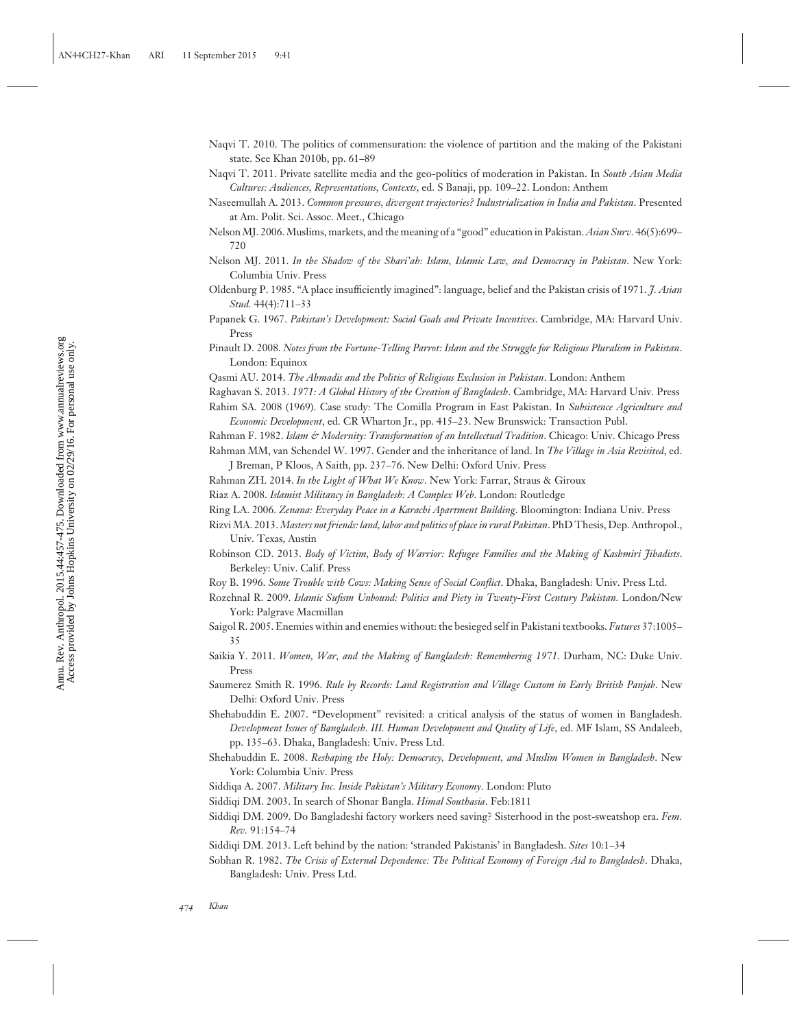Naqvi T. 2010. The politics of commensuration: the violence of partition and the making of the Pakistani state. See Khan 2010b, pp. 61–89

Naqvi T. 2011. Private satellite media and the geo-politics of moderation in Pakistan. In *South Asian Media Cultures: Audiences, Representations, Contexts*, ed. S Banaji, pp. 109–22. London: Anthem

Naseemullah A. 2013. *Common pressures, divergent trajectories? Industrialization in India and Pakistan*. Presented at Am. Polit. Sci. Assoc. Meet., Chicago

Nelson MJ. 2006. Muslims, markets, and the meaning of a "good" education in Pakistan. *Asian Surv.* 46(5):699–720

Nelson MJ. 2011. *In the Shadow of the Shari'ah: Islam, Islamic Law, and Democracy in Pakistan*. New York: Columbia Univ. Press

Oldenburg P. 1985. "A place insufficiently imagined": language, belief and the Pakistan crisis of 1971. *J. Asian Stud.* 44(4):711–33

Papanek G. 1967. *Pakistan's Development: Social Goals and Private Incentives*. Cambridge, MA: Harvard Univ. Press

Pinault D. 2008. *Notes from the Fortune-Telling Parrot: Islam and the Struggle for Religious Pluralism in Pakistan*. London: Equinox

Qasmi AU. 2014. *The Ahmadis and the Politics of Religious Exclusion in Pakistan*. London: Anthem

Raghavan S. 2013. *1971: A Global History of the Creation of Bangladesh*. Cambridge, MA: Harvard Univ. Press

Rahim SA. 2008 (1969). Case study: The Comilla Program in East Pakistan. In *Subsistence Agriculture and Economic Development*, ed. CR Wharton Jr., pp. 415–23. New Brunswick: Transaction Publ.

Rahman F. 1982. *Islam & Modernity: Transformation of an Intellectual Tradition*. Chicago: Univ. Chicago Press

Rahman MM, van Schendel W. 1997. Gender and the inheritance of land. In *The Village in Asia Revisited*, ed. J Breman, P Kloos, A Saith, pp. 237–76. New Delhi: Oxford Univ. Press

Rahman ZH. 2014. *In the Light of What We Know*. New York: Farrar, Straus & Giroux

Riaz A. 2008. *Islamist Militancy in Bangladesh: A Complex Web*. London: Routledge

Ring LA. 2006. *Zenana: Everyday Peace in a Karachi Apartment Building*. Bloomington: Indiana Univ. Press

Rizvi MA. 2013. *Masters not friends: land, labor and politics of place in rural Pakistan*. PhD Thesis, Dep. Anthropol., Univ. Texas, Austin

Robinson CD. 2013. *Body of Victim, Body of Warrior: Refugee Families and the Making of Kashmiri Jihadists*. Berkeley: Univ. Calif. Press

Roy B. 1996. *Some Trouble with Cows: Making Sense of Social Conflict*. Dhaka, Bangladesh: Univ. Press Ltd.

Rozehnal R. 2009. *Islamic Sufism Unbound: Politics and Piety in Twenty-First Century Pakistan.* London/New York: Palgrave Macmillan

Saigol R. 2005. Enemies within and enemies without: the besieged self in Pakistani textbooks. *Futures* 37:1005–35

Saikia Y. 2011. *Women, War, and the Making of Bangladesh: Remembering 1971.* Durham, NC: Duke Univ. Press

Saumerez Smith R. 1996. *Rule by Records: Land Registration and Village Custom in Early British Panjab*. New Delhi: Oxford Univ. Press

Shehabuddin E. 2007. "Development" revisited: a critical analysis of the status of women in Bangladesh. *Development Issues of Bangladesh. III. Human Development and Quality of Life*, ed. MF Islam, SS Andaleeb, pp. 135–63. Dhaka, Bangladesh: Univ. Press Ltd.

Shehabuddin E. 2008. *Reshaping the Holy: Democracy, Development, and Muslim Women in Bangladesh*. New York: Columbia Univ. Press

Siddiqa A. 2007. *Military Inc. Inside Pakistan's Military Economy.* London: Pluto

Siddiqi DM. 2003. In search of Shonar Bangla. *Himal Southasia*. Feb:1811

Siddiqi DM. 2009. Do Bangladeshi factory workers need saving? Sisterhood in the post-sweatshop era. *Fem. Rev.* 91:154–74

Siddiqi DM. 2013. Left behind by the nation: 'stranded Pakistanis' in Bangladesh. *Sites* 10:1–34

Sobhan R. 1982. *The Crisis of External Dependence: The Political Economy of Foreign Aid to Bangladesh*. Dhaka, Bangladesh: Univ. Press Ltd.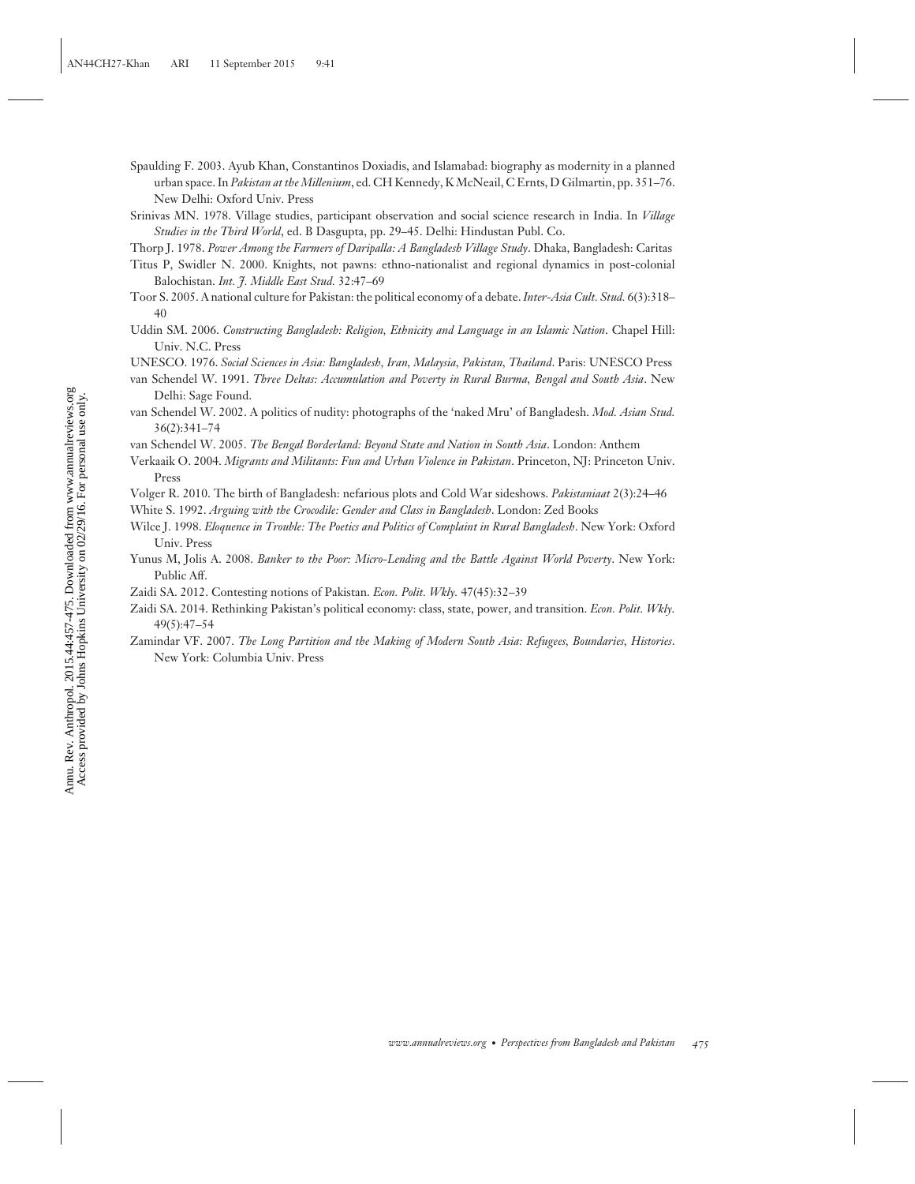Spaulding F. 2003. Ayub Khan, Constantinos Doxiadis, and Islamabad: biography as modernity in a planned urban space. In *Pakistan at the Millenium*, ed. CH Kennedy, K McNeail, C Ernts, D Gilmartin, pp. 351–76. New Delhi: Oxford Univ. Press

Srinivas MN. 1978. Village studies, participant observation and social science research in India. In *Village Studies in the Third World*, ed. B Dasgupta, pp. 29–45. Delhi: Hindustan Publ. Co.

Thorp J. 1978. *Power Among the Farmers of Daripalla: A Bangladesh Village Study*. Dhaka, Bangladesh: Caritas

Titus P, Swidler N. 2000. Knights, not pawns: ethno-nationalist and regional dynamics in post-colonial Balochistan. *Int. J. Middle East Stud.* 32:47–69

Toor S. 2005. A national culture for Pakistan: the political economy of a debate. *Inter-Asia Cult. Stud.* 6(3):318–40

Uddin SM. 2006. *Constructing Bangladesh: Religion, Ethnicity and Language in an Islamic Nation*. Chapel Hill: Univ. N.C. Press

UNESCO. 1976. *Social Sciences in Asia: Bangladesh, Iran, Malaysia, Pakistan, Thailand*. Paris: UNESCO Press

van Schendel W. 1991. *Three Deltas: Accumulation and Poverty in Rural Burma, Bengal and South Asia*. New Delhi: Sage Found.

van Schendel W. 2002. A politics of nudity: photographs of the 'naked Mru' of Bangladesh. *Mod. Asian Stud.* 36(2):341–74

van Schendel W. 2005. *The Bengal Borderland: Beyond State and Nation in South Asia*. London: Anthem

Verkaaik O. 2004. *Migrants and Militants: Fun and Urban Violence in Pakistan*. Princeton, NJ: Princeton Univ. Press

Volger R. 2010. The birth of Bangladesh: nefarious plots and Cold War sideshows. *Pakistaniaat* 2(3):24–46

White S. 1992. *Arguing with the Crocodile: Gender and Class in Bangladesh*. London: Zed Books

Wilce J. 1998. *Eloquence in Trouble: The Poetics and Politics of Complaint in Rural Bangladesh*. New York: Oxford Univ. Press

Yunus M, Jolis A. 2008. *Banker to the Poor: Micro-Lending and the Battle Against World Poverty*. New York: Public Aff.

Zaidi SA. 2012. Contesting notions of Pakistan. *Econ. Polit. Wkly.* 47(45):32–39

Zaidi SA. 2014. Rethinking Pakistan's political economy: class, state, power, and transition. *Econ. Polit. Wkly.* 49(5):47–54

Zamindar VF. 2007. *The Long Partition and the Making of Modern South Asia: Refugees, Boundaries, Histories*. New York: Columbia Univ. Press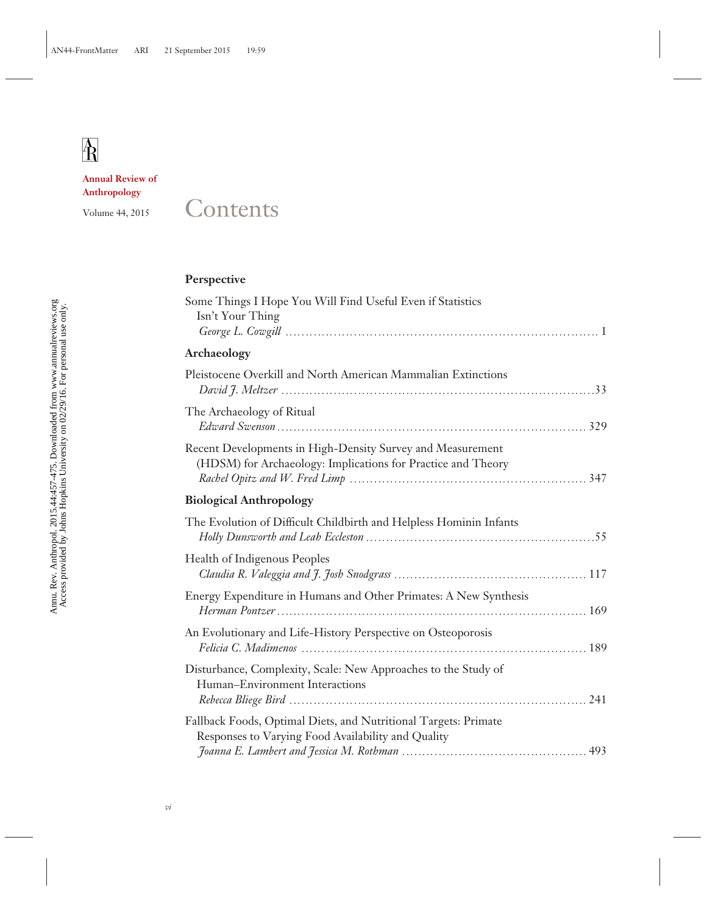Annual Review of Anthropology

Volume 44, 2015

# Contents

### Perspective

Some Things I Hope You Will Find Useful Even if Statistics Isn't Your Thing
*George L. Cowgill* ..... 1

### Archaeology

Pleistocene Overkill and North American Mammalian Extinctions
*David J. Meltzer* ..... 33

The Archaeology of Ritual
*Edward Swenson* ..... 329

Recent Developments in High-Density Survey and Measurement (HDSM) for Archaeology: Implications for Practice and Theory
*Rachel Opitz and W. Fred Limp* ..... 347

### Biological Anthropology

The Evolution of Difficult Childbirth and Helpless Hominin Infants
*Holly Dunsworth and Leah Eccleston* ..... 55

Health of Indigenous Peoples
*Claudia R. Valeggia and J. Josh Snodgrass* ..... 117

Energy Expenditure in Humans and Other Primates: A New Synthesis
*Herman Pontzer* ..... 169

An Evolutionary and Life-History Perspective on Osteoporosis
*Felicia C. Madimenos* ..... 189

Disturbance, Complexity, Scale: New Approaches to the Study of Human–Environment Interactions
*Rebecca Bliege Bird* ..... 241

Fallback Foods, Optimal Diets, and Nutritional Targets: Primate Responses to Varying Food Availability and Quality
*Joanna E. Lambert and Jessica M. Rothman* ..... 493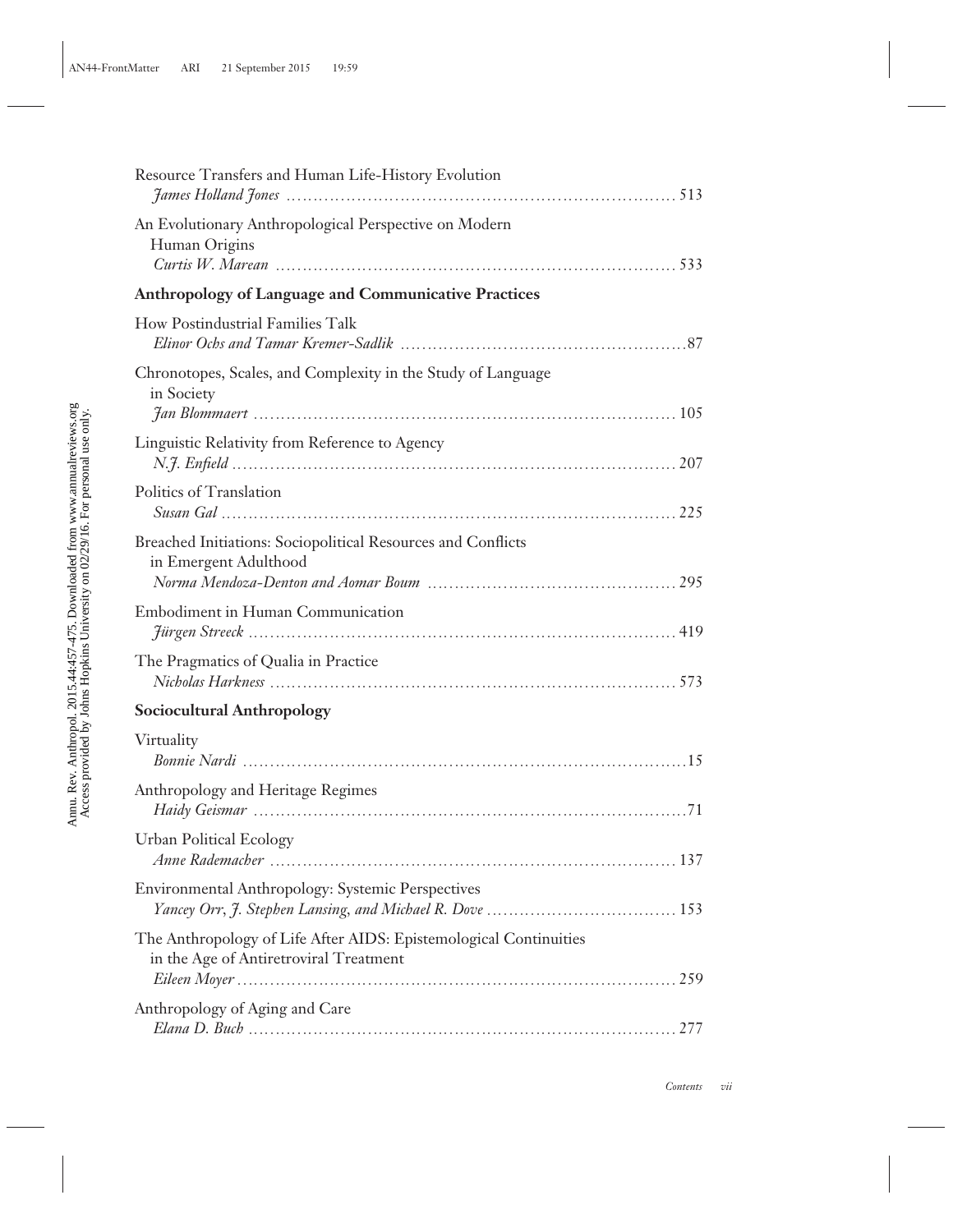Resource Transfers and Human Life-History Evolution
*James Holland Jones* . . . . . . . . . . . . . . . . . . . . . . . . . . . . . . . . . . . . . . . . . . . . . . . . . . . . . . . . . . . . . . . . . 513

An Evolutionary Anthropological Perspective on Modern Human Origins
*Curtis W. Marean* . . . . . . . . . . . . . . . . . . . . . . . . . . . . . . . . . . . . . . . . . . . . . . . . . . . . . . . . . . . . . . . . . . . 533

**Anthropology of Language and Communicative Practices**

How Postindustrial Families Talk
*Elinor Ochs and Tamar Kremer-Sadlik* . . . . . . . . . . . . . . . . . . . . . . . . . . . . . . . . . . . . . . . . . . . . . . . . .87

Chronotopes, Scales, and Complexity in the Study of Language in Society
*Jan Blommaert* . . . . . . . . . . . . . . . . . . . . . . . . . . . . . . . . . . . . . . . . . . . . . . . . . . . . . . . . . . . . . . . . . . . . . . 105

Linguistic Relativity from Reference to Agency
*N.J. Enfield* . . . . . . . . . . . . . . . . . . . . . . . . . . . . . . . . . . . . . . . . . . . . . . . . . . . . . . . . . . . . . . . . . . . . . . . . . . 207

Politics of Translation
*Susan Gal* . . . . . . . . . . . . . . . . . . . . . . . . . . . . . . . . . . . . . . . . . . . . . . . . . . . . . . . . . . . . . . . . . . . . . . . . . . . 225

Breached Initiations: Sociopolitical Resources and Conflicts in Emergent Adulthood
*Norma Mendoza-Denton and Aomar Boum* . . . . . . . . . . . . . . . . . . . . . . . . . . . . . . . . . . . . . . . . . . . . 295

Embodiment in Human Communication
*Jürgen Streeck* . . . . . . . . . . . . . . . . . . . . . . . . . . . . . . . . . . . . . . . . . . . . . . . . . . . . . . . . . . . . . . . . . . . . . . 419

The Pragmatics of Qualia in Practice
*Nicholas Harkness* . . . . . . . . . . . . . . . . . . . . . . . . . . . . . . . . . . . . . . . . . . . . . . . . . . . . . . . . . . . . . . . . . . . 573

**Sociocultural Anthropology**

Virtuality
*Bonnie Nardi* . . . . . . . . . . . . . . . . . . . . . . . . . . . . . . . . . . . . . . . . . . . . . . . . . . . . . . . . . . . . . . . . . . . . . . . . .15

Anthropology and Heritage Regimes
*Haidy Geismar* . . . . . . . . . . . . . . . . . . . . . . . . . . . . . . . . . . . . . . . . . . . . . . . . . . . . . . . . . . . . . . . . . . . . . . . .71

Urban Political Ecology
*Anne Rademacher* . . . . . . . . . . . . . . . . . . . . . . . . . . . . . . . . . . . . . . . . . . . . . . . . . . . . . . . . . . . . . . . . . . . . 137

Environmental Anthropology: Systemic Perspectives
*Yancey Orr, J. Stephen Lansing, and Michael R. Dove* . . . . . . . . . . . . . . . . . . . . . . . . . . . . . . . . . . 153

The Anthropology of Life After AIDS: Epistemological Continuities in the Age of Antiretroviral Treatment
*Eileen Moyer* . . . . . . . . . . . . . . . . . . . . . . . . . . . . . . . . . . . . . . . . . . . . . . . . . . . . . . . . . . . . . . . . . . . . . . . . 259

Anthropology of Aging and Care
*Elana D. Buch* . . . . . . . . . . . . . . . . . . . . . . . . . . . . . . . . . . . . . . . . . . . . . . . . . . . . . . . . . . . . . . . . . . . . . . . 277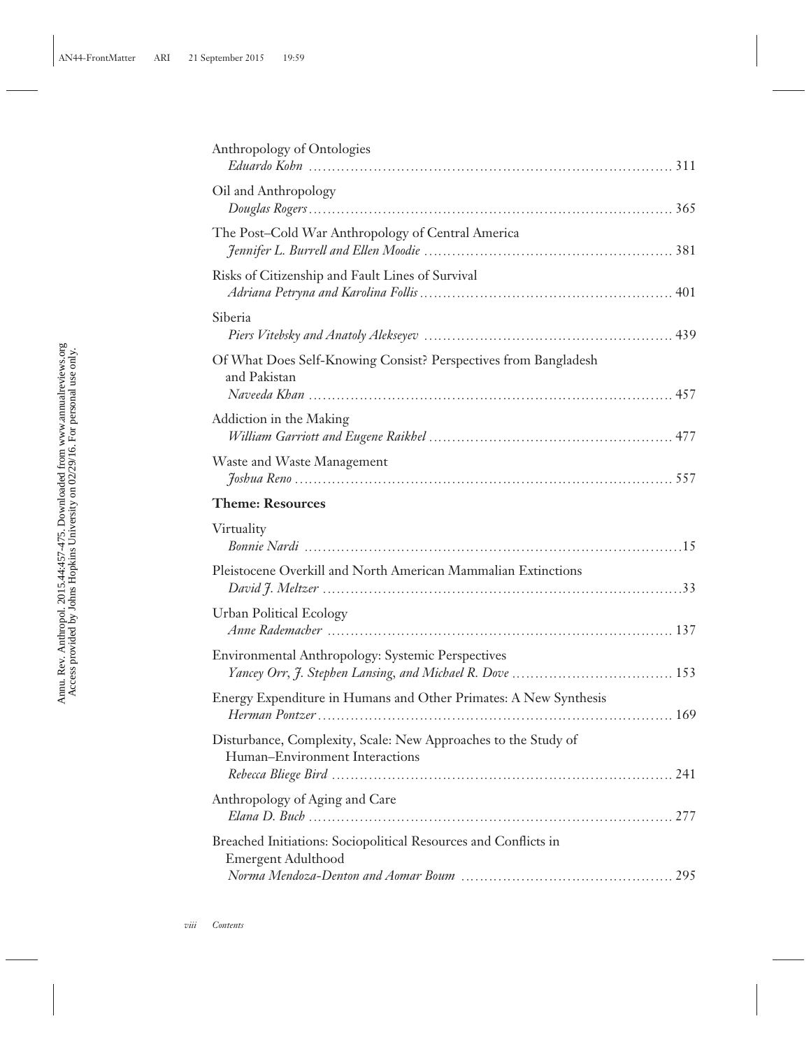Anthropology of Ontologies
*Eduardo Kohn* ........ 311

Oil and Anthropology
*Douglas Rogers* ........ 365

The Post–Cold War Anthropology of Central America
*Jennifer L. Burrell and Ellen Moodie* ........ 381

Risks of Citizenship and Fault Lines of Survival
*Adriana Petryna and Karolina Follis* ........ 401

Siberia
*Piers Vitebsky and Anatoly Alekseyev* ........ 439

Of What Does Self-Knowing Consist? Perspectives from Bangladesh and Pakistan
*Naveeda Khan* ........ 457

Addiction in the Making
*William Garriott and Eugene Raikhel* ........ 477

Waste and Waste Management
*Joshua Reno* ........ 557

**Theme: Resources**

Virtuality
*Bonnie Nardi* ........ 15

Pleistocene Overkill and North American Mammalian Extinctions
*David J. Meltzer* ........ 33

Urban Political Ecology
*Anne Rademacher* ........ 137

Environmental Anthropology: Systemic Perspectives
*Yancey Orr, J. Stephen Lansing, and Michael R. Dove* ........ 153

Energy Expenditure in Humans and Other Primates: A New Synthesis
*Herman Pontzer* ........ 169

Disturbance, Complexity, Scale: New Approaches to the Study of Human–Environment Interactions
*Rebecca Bliege Bird* ........ 241

Anthropology of Aging and Care
*Elana D. Buch* ........ 277

Breached Initiations: Sociopolitical Resources and Conflicts in Emergent Adulthood
*Norma Mendoza-Denton and Aomar Boum* ........ 295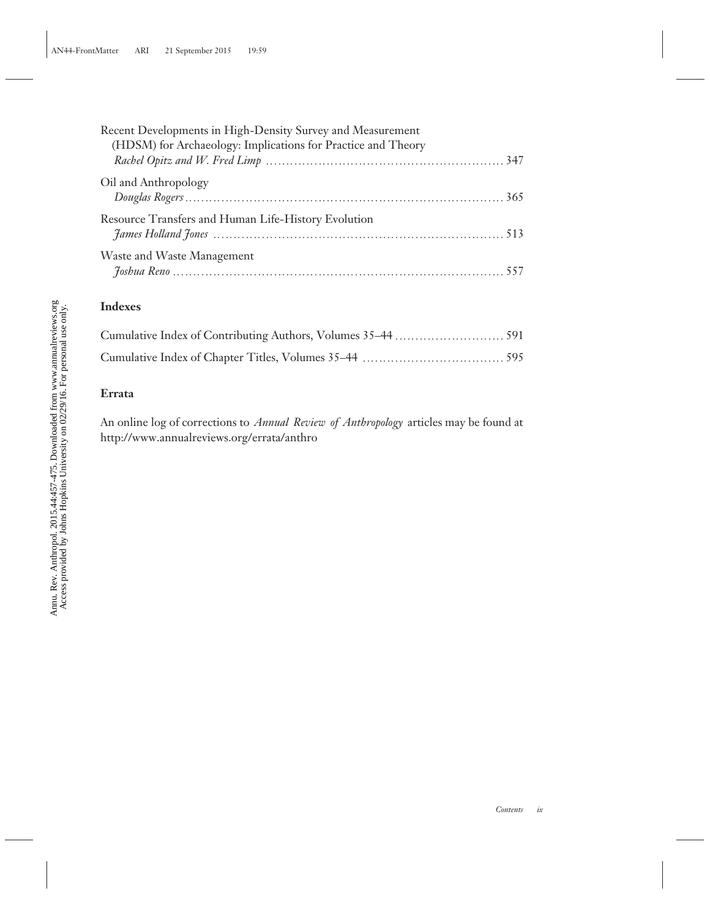Recent Developments in High-Density Survey and Measurement (HDSM) for Archaeology: Implications for Practice and Theory
*Rachel Opitz and W. Fred Limp* .......................................................... 347

Oil and Anthropology
*Douglas Rogers* .......................................................... 365

Resource Transfers and Human Life-History Evolution
*James Holland Jones* .......................................................... 513

Waste and Waste Management
*Joshua Reno* .......................................................... 557

## Indexes

Cumulative Index of Contributing Authors, Volumes 35–44 .......................... 591

Cumulative Index of Chapter Titles, Volumes 35–44 .......................... 595

## Errata

An online log of corrections to *Annual Review of Anthropology* articles may be found at http://www.annualreviews.org/errata/anthro